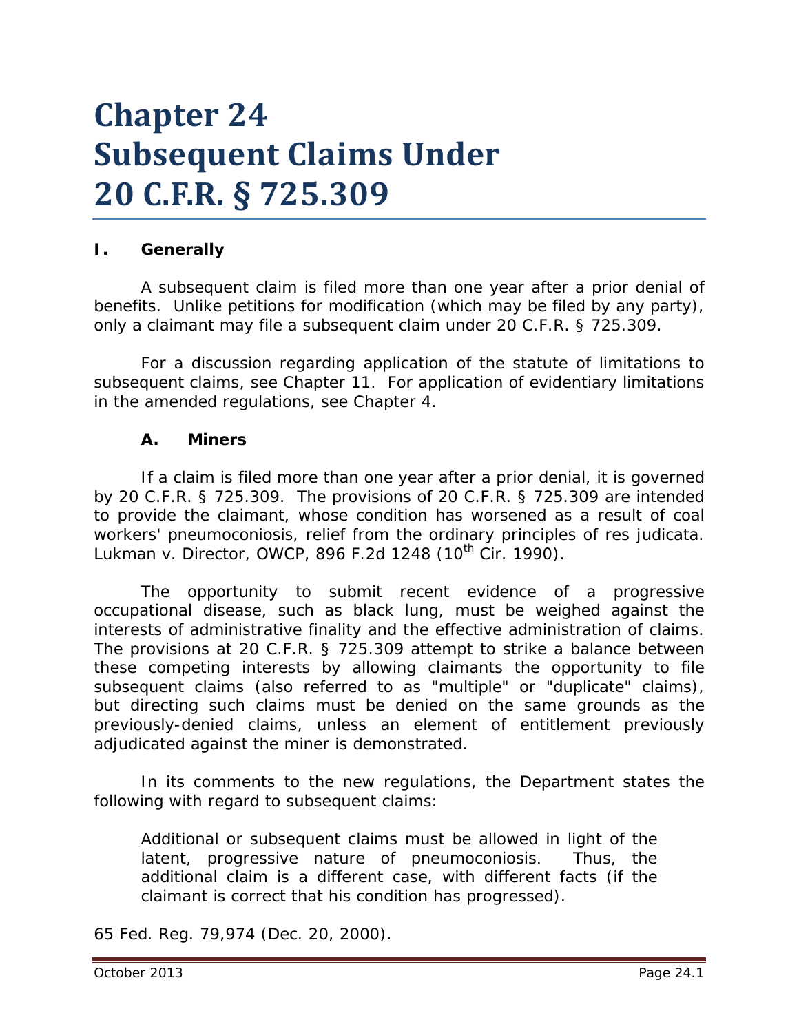# Chapter 24
# Subsequent Claims Under 20 C.F.R. § 725.309

## I. Generally

A subsequent claim is filed more than one year after a prior denial of benefits. Unlike petitions for modification (which may be filed by any party), only a claimant may file a subsequent claim under 20 C.F.R. § 725.309.

For a discussion regarding application of the statute of limitations to subsequent claims, see Chapter 11. For application of evidentiary limitations in the amended regulations, see Chapter 4.

### A. Miners

If a claim is filed more than one year after a prior denial, it is governed by 20 C.F.R. § 725.309. The provisions of 20 C.F.R. § 725.309 are intended to provide the claimant, whose condition has worsened as a result of coal workers' pneumoconiosis, relief from the ordinary principles of res judicata. *Lukman v. Director, OWCP*, 896 F.2d 1248 (10th Cir. 1990).

The opportunity to submit recent evidence of a progressive occupational disease, such as black lung, must be weighed against the interests of administrative finality and the effective administration of claims. The provisions at 20 C.F.R. § 725.309 attempt to strike a balance between these competing interests by allowing claimants the opportunity to file subsequent claims (also referred to as "multiple" or "duplicate" claims), but directing such claims must be denied on the same grounds as the previously-denied claims, unless an element of entitlement previously adjudicated against the miner is demonstrated.

In its comments to the new regulations, the Department states the following with regard to subsequent claims:

> Additional or subsequent claims must be allowed in light of the latent, progressive nature of pneumoconiosis. Thus, the additional claim is a different case, with different facts (if the claimant is correct that his condition has progressed).

65 Fed. Reg. 79,974 (Dec. 20, 2000).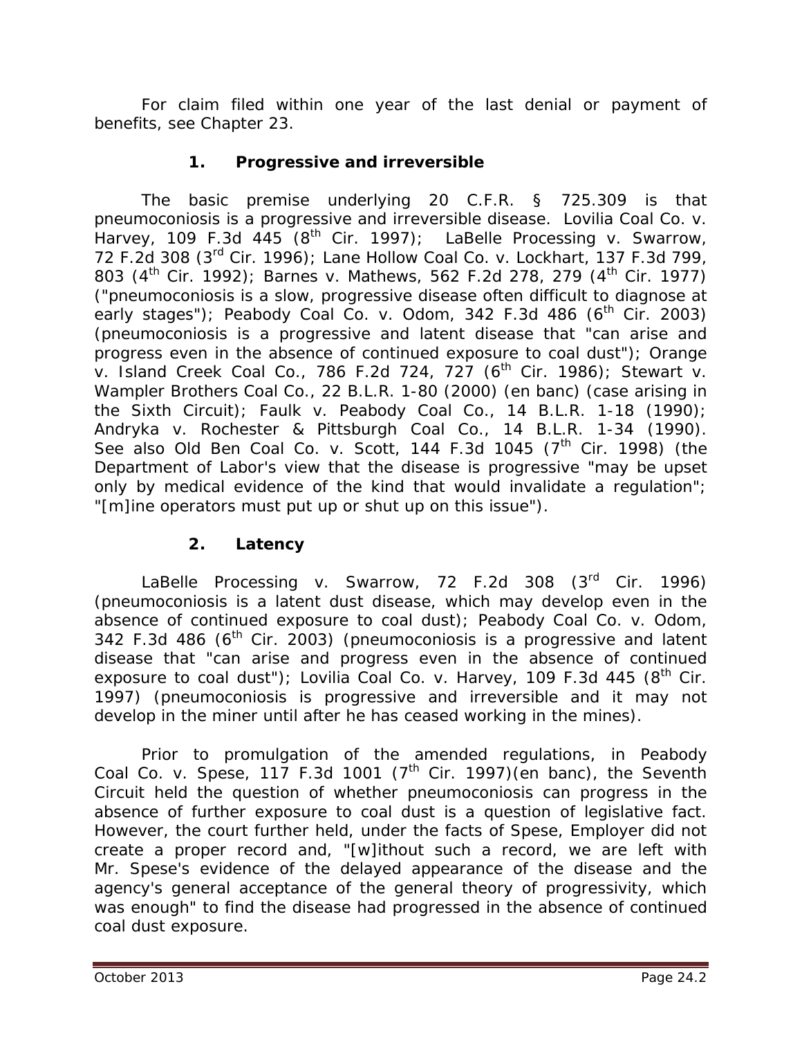For claim filed within one year of the last denial or payment of benefits, see Chapter 23.

### 1. Progressive and irreversible

The basic premise underlying 20 C.F.R. § 725.309 is that pneumoconiosis is a progressive and irreversible disease. Lovilia Coal Co. v. Harvey, 109 F.3d 445 (8th Cir. 1997); LaBelle Processing v. Swarrow, 72 F.2d 308 (3rd Cir. 1996); Lane Hollow Coal Co. v. Lockhart, 137 F.3d 799, 803 (4th Cir. 1992); Barnes v. Mathews, 562 F.2d 278, 279 (4th Cir. 1977) ("pneumoconiosis is a slow, progressive disease often difficult to diagnose at early stages"); Peabody Coal Co. v. Odom, 342 F.3d 486 (6th Cir. 2003) (pneumoconiosis is a progressive and latent disease that "can arise and progress even in the absence of continued exposure to coal dust"); Orange v. Island Creek Coal Co., 786 F.2d 724, 727 (6th Cir. 1986); Stewart v. Wampler Brothers Coal Co., 22 B.L.R. 1-80 (2000) (en banc) (case arising in the Sixth Circuit); Faulk v. Peabody Coal Co., 14 B.L.R. 1-18 (1990); Andryka v. Rochester & Pittsburgh Coal Co., 14 B.L.R. 1-34 (1990). See also Old Ben Coal Co. v. Scott, 144 F.3d 1045 (7th Cir. 1998) (the Department of Labor's view that the disease is progressive "may be upset only by medical evidence of the kind that would invalidate a regulation"; "[m]ine operators must put up or shut up on this issue").

### 2. Latency

LaBelle Processing v. Swarrow, 72 F.2d 308 (3rd Cir. 1996) (pneumoconiosis is a latent dust disease, which may develop even in the absence of continued exposure to coal dust); Peabody Coal Co. v. Odom, 342 F.3d 486 (6th Cir. 2003) (pneumoconiosis is a progressive and latent disease that "can arise and progress even in the absence of continued exposure to coal dust"); Lovilia Coal Co. v. Harvey, 109 F.3d 445 (8th Cir. 1997) (pneumoconiosis is progressive and irreversible and it may not develop in the miner until after he has ceased working in the mines).

Prior to promulgation of the amended regulations, in Peabody Coal Co. v. Spese, 117 F.3d 1001 (7th Cir. 1997)(en banc), the Seventh Circuit held the question of whether pneumoconiosis can progress in the absence of further exposure to coal dust is a question of legislative fact. However, the court further held, under the facts of Spese, Employer did not create a proper record and, "[w]ithout such a record, we are left with Mr. Spese's evidence of the delayed appearance of the disease and the agency's general acceptance of the general theory of progressivity, which was enough" to find the disease had progressed in the absence of continued coal dust exposure.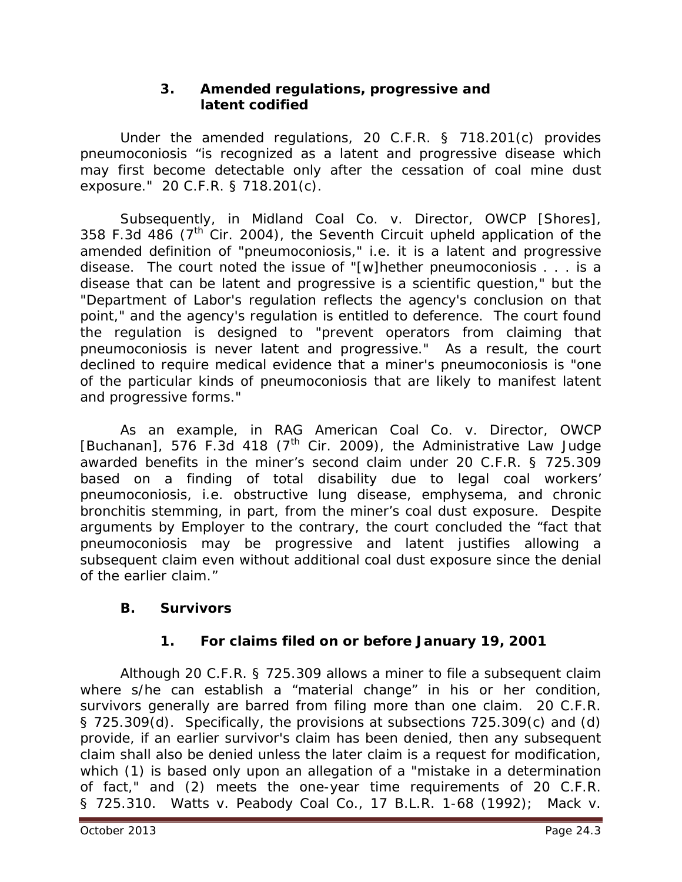### 3. Amended regulations, progressive and latent codified

Under the amended regulations, 20 C.F.R. § 718.201(c) provides pneumoconiosis "is recognized as a latent and progressive disease which may first become detectable only after the cessation of coal mine dust exposure." 20 C.F.R. § 718.201(c).

Subsequently, in *Midland Coal Co. v. Director, OWCP [Shores]*, 358 F.3d 486 (7th Cir. 2004), the Seventh Circuit upheld application of the amended definition of "pneumoconiosis," *i.e.* it is a latent and progressive disease. The court noted the issue of "[w]hether pneumoconiosis . . . is a disease that can be latent and progressive is a scientific question," but the "Department of Labor's regulation reflects the agency's conclusion on that point," and the agency's regulation is entitled to deference. The court found the regulation is designed to "prevent operators from claiming that pneumoconiosis is never latent and progressive." As a result, the court declined to require medical evidence that a miner's pneumoconiosis is "one of the particular kinds of pneumoconiosis that are likely to manifest latent and progressive forms."

As an example, in *RAG American Coal Co. v. Director, OWCP [Buchanan]*, 576 F.3d 418 (7th Cir. 2009), the Administrative Law Judge awarded benefits in the miner's second claim under 20 C.F.R. § 725.309 based on a finding of total disability due to legal coal workers' pneumoconiosis, *i.e.* obstructive lung disease, emphysema, and chronic bronchitis stemming, in part, from the miner's coal dust exposure. Despite arguments by Employer to the contrary, the court concluded the "fact that pneumoconiosis may be progressive and latent justifies allowing a subsequent claim even without additional coal dust exposure since the denial of the earlier claim."

## B. Survivors

### 1. For claims filed on or before January 19, 2001

Although 20 C.F.R. § 725.309 allows a miner to file a subsequent claim where s/he can establish a "material change" in his or her condition, survivors generally are barred from filing more than one claim. 20 C.F.R. § 725.309(d). Specifically, the provisions at subsections 725.309(c) and (d) provide, if an earlier survivor's claim has been denied, then any subsequent claim shall also be denied unless the later claim is a request for modification, which (1) is based only upon an allegation of a "mistake in a determination of fact," and (2) meets the one-year time requirements of 20 C.F.R. § 725.310. *Watts v. Peabody Coal Co.*, 17 B.L.R. 1-68 (1992); *Mack v.*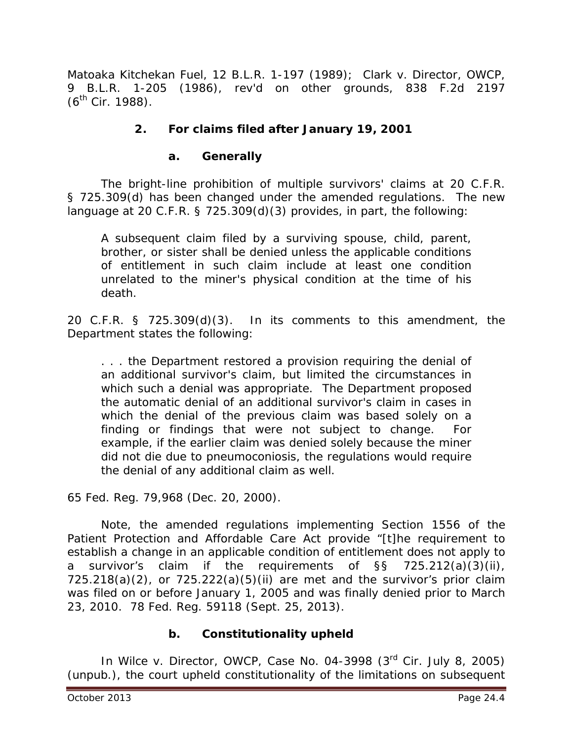*Matoaka Kitchekan Fuel*, 12 B.L.R. 1-197 (1989); *Clark v. Director, OWCP*, 9 B.L.R. 1-205 (1986), *rev'd on other grounds*, 838 F.2d 2197 (6th Cir. 1988).

### 2. For claims filed after January 19, 2001

#### a. Generally

The bright-line prohibition of multiple survivors' claims at 20 C.F.R. § 725.309(d) has been changed under the amended regulations. The new language at 20 C.F.R. § 725.309(d)(3) provides, in part, the following:

> A subsequent claim filed by a surviving spouse, child, parent, brother, or sister shall be denied unless the applicable conditions of entitlement in such claim include at least one condition unrelated to the miner's physical condition at the time of his death.

20 C.F.R. § 725.309(d)(3). In its comments to this amendment, the Department states the following:

> . . . the Department restored a provision requiring the denial of an additional survivor's claim, but limited the circumstances in which such a denial was appropriate. The Department proposed the automatic denial of an additional survivor's claim in cases in which the denial of the previous claim was based solely on a finding or findings that were not subject to change. For example, if the earlier claim was denied solely because the miner did not die due to pneumoconiosis, the regulations would require the denial of any additional claim as well.

65 Fed. Reg. 79,968 (Dec. 20, 2000).

Note, the amended regulations implementing Section 1556 of the Patient Protection and Affordable Care Act provide "[t]he requirement to establish a change in an applicable condition of entitlement does not apply to a survivor's claim if the requirements of §§ 725.212(a)(3)(ii), 725.218(a)(2), or 725.222(a)(5)(ii) are met and the survivor's prior claim was filed on or before January 1, 2005 and was finally denied prior to March 23, 2010. 78 Fed. Reg. 59118 (Sept. 25, 2013).

#### b. Constitutionality upheld

In *Wilce v. Director, OWCP*, Case No. 04-3998 (3rd Cir. July 8, 2005) (unpub.), the court upheld constitutionality of the limitations on subsequent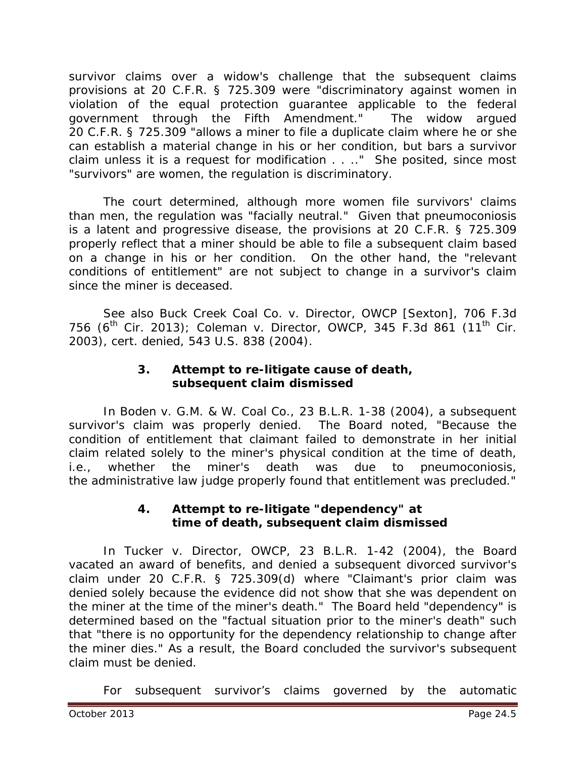survivor claims over a widow's challenge that the subsequent claims provisions at 20 C.F.R. § 725.309 were "discriminatory against women in violation of the equal protection guarantee applicable to the federal government through the Fifth Amendment." The widow argued 20 C.F.R. § 725.309 "allows a miner to file a duplicate claim where he or she can establish a material change in his or her condition, but bars a survivor claim unless it is a request for modification . . .." She posited, since most "survivors" are women, the regulation is discriminatory.

The court determined, although more women file survivors' claims than men, the regulation was "facially neutral." Given that pneumoconiosis is a latent and progressive disease, the provisions at 20 C.F.R. § 725.309 properly reflect that a miner should be able to file a subsequent claim based on a change in his or her condition. On the other hand, the "relevant conditions of entitlement" are not subject to change in a survivor's claim since the miner is deceased.

*See also Buck Creek Coal Co. v. Director, OWCP [Sexton]*, 706 F.3d 756 (6th Cir. 2013); *Coleman v. Director, OWCP*, 345 F.3d 861 (11th Cir. 2003), *cert. denied*, 543 U.S. 838 (2004).

### 3. Attempt to re-litigate cause of death, subsequent claim dismissed

In *Boden v. G.M. & W. Coal Co.*, 23 B.L.R. 1-38 (2004), a subsequent survivor's claim was properly denied. The Board noted, "Because the condition of entitlement that claimant failed to demonstrate in her initial claim related solely to the miner's physical condition at the time of death, *i.e.*, whether the miner's death was due to pneumoconiosis, the administrative law judge properly found that entitlement was precluded."

### 4. Attempt to re-litigate "dependency" at time of death, subsequent claim dismissed

In *Tucker v. Director, OWCP*, 23 B.L.R. 1-42 (2004), the Board vacated an award of benefits, and denied a subsequent divorced survivor's claim under 20 C.F.R. § 725.309(d) where "Claimant's prior claim was denied solely because the evidence did not show that she was dependent on the miner at the time of the miner's death." The Board held "dependency" is determined based on the "factual situation prior to the miner's death" such that "there is no opportunity for the dependency relationship to change after the miner dies." As a result, the Board concluded the survivor's subsequent claim must be denied.

For subsequent survivor's claims governed by the automatic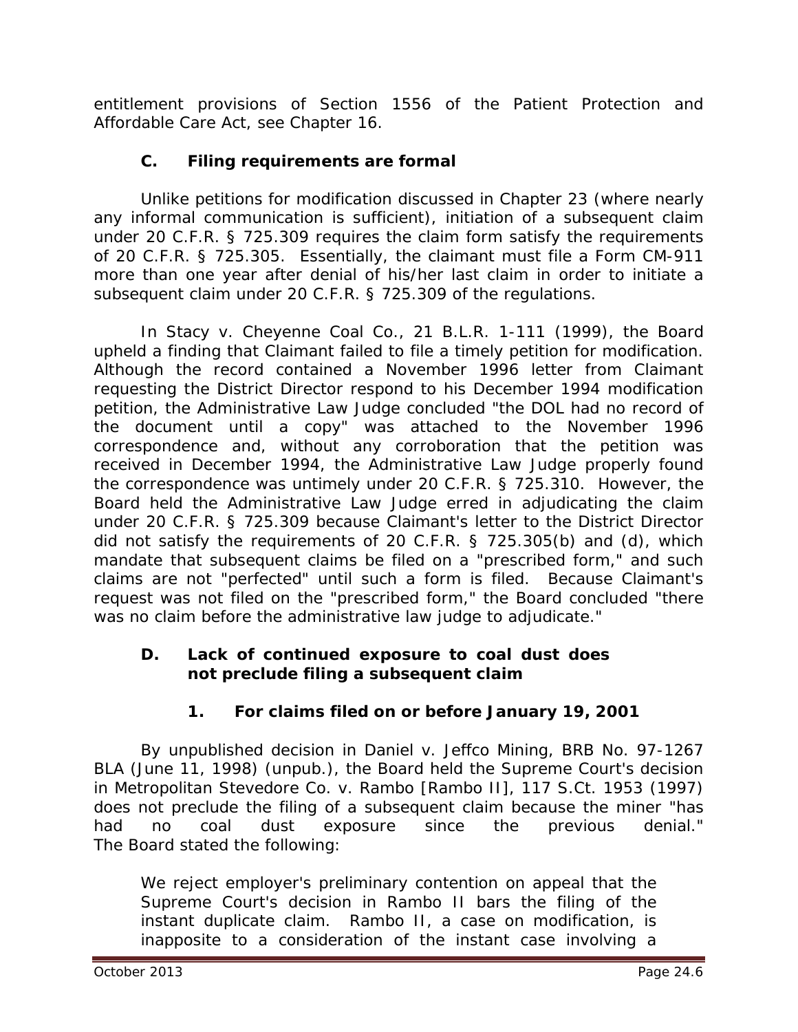entitlement provisions of Section 1556 of the Patient Protection and Affordable Care Act, see Chapter 16.

### C. Filing requirements are formal

Unlike petitions for modification discussed in Chapter 23 (where nearly any informal communication is sufficient), initiation of a subsequent claim under 20 C.F.R. § 725.309 requires the claim form satisfy the requirements of 20 C.F.R. § 725.305. Essentially, the claimant must file a Form CM-911 more than one year after denial of his/her last claim in order to initiate a subsequent claim under 20 C.F.R. § 725.309 of the regulations.

In *Stacy v. Cheyenne Coal Co.*, 21 B.L.R. 1-111 (1999), the Board upheld a finding that Claimant failed to file a timely petition for modification. Although the record contained a November 1996 letter from Claimant requesting the District Director respond to his December 1994 modification petition, the Administrative Law Judge concluded "the DOL had no record of the document until a copy" was attached to the November 1996 correspondence and, without any corroboration that the petition was received in December 1994, the Administrative Law Judge properly found the correspondence was untimely under 20 C.F.R. § 725.310. However, the Board held the Administrative Law Judge erred in adjudicating the claim under 20 C.F.R. § 725.309 because Claimant's letter to the District Director did not satisfy the requirements of 20 C.F.R. § 725.305(b) and (d), which mandate that subsequent claims be filed on a "prescribed form," and such claims are not "perfected" until such a form is filed. Because Claimant's request was not filed on the "prescribed form," the Board concluded "there was no claim before the administrative law judge to adjudicate."

### D. Lack of continued exposure to coal dust does not preclude filing a subsequent claim

#### 1. For claims filed on or before January 19, 2001

By unpublished decision in *Daniel v. Jeffco Mining*, BRB No. 97-1267 BLA (June 11, 1998) (unpub.), the Board held the Supreme Court's decision in *Metropolitan Stevedore Co. v. Rambo [Rambo II]*, 117 S.Ct. 1953 (1997) does not preclude the filing of a subsequent claim because the miner "has had no coal dust exposure since the previous denial." The Board stated the following:

> We reject employer's preliminary contention on appeal that the Supreme Court's decision in *Rambo II* bars the filing of the instant duplicate claim. *Rambo II*, a case on modification, is inapposite to a consideration of the instant case involving a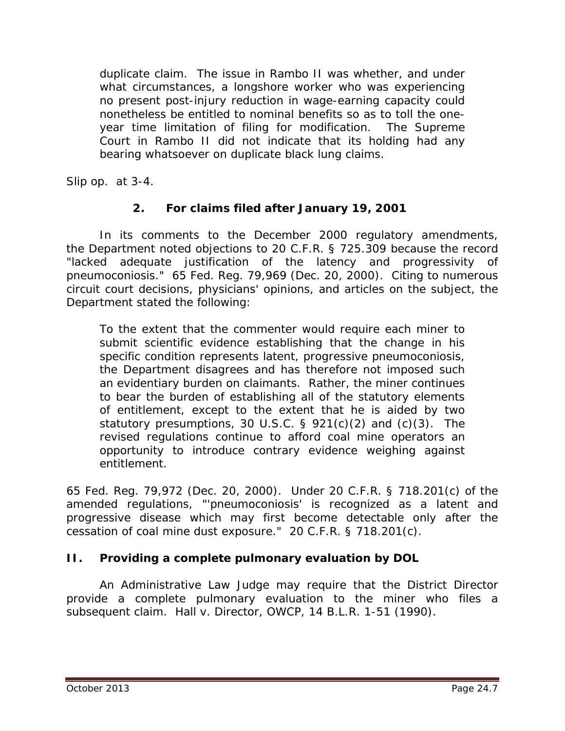> duplicate claim. The issue in Rambo II was whether, and under what circumstances, a longshore worker who was experiencing no present post-injury reduction in wage-earning capacity could nonetheless be entitled to nominal benefits so as to toll the one-year time limitation of filing for modification. The Supreme Court in Rambo II did not indicate that its holding had any bearing whatsoever on duplicate black lung claims.

*Slip op.* at 3-4.

### 2. For claims filed after January 19, 2001

In its comments to the December 2000 regulatory amendments, the Department noted objections to 20 C.F.R. § 725.309 because the record "lacked adequate justification of the latency and progressivity of pneumoconiosis." 65 Fed. Reg. 79,969 (Dec. 20, 2000). Citing to numerous circuit court decisions, physicians' opinions, and articles on the subject, the Department stated the following:

> To the extent that the commenter would require each miner to submit scientific evidence establishing that the change in his specific condition represents latent, progressive pneumoconiosis, the Department disagrees and has therefore not imposed such an evidentiary burden on claimants. Rather, the miner continues to bear the burden of establishing all of the statutory elements of entitlement, except to the extent that he is aided by two statutory presumptions, 30 U.S.C. § 921(c)(2) and (c)(3). The revised regulations continue to afford coal mine operators an opportunity to introduce contrary evidence weighing against entitlement.

65 Fed. Reg. 79,972 (Dec. 20, 2000). Under 20 C.F.R. § 718.201(c) of the amended regulations, "'pneumoconiosis' is recognized as a latent and progressive disease which may first become detectable only after the cessation of coal mine dust exposure." 20 C.F.R. § 718.201(c).

## II. Providing a complete pulmonary evaluation by DOL

An Administrative Law Judge may require that the District Director provide a complete pulmonary evaluation to the miner who files a subsequent claim. *Hall v. Director, OWCP*, 14 B.L.R. 1-51 (1990).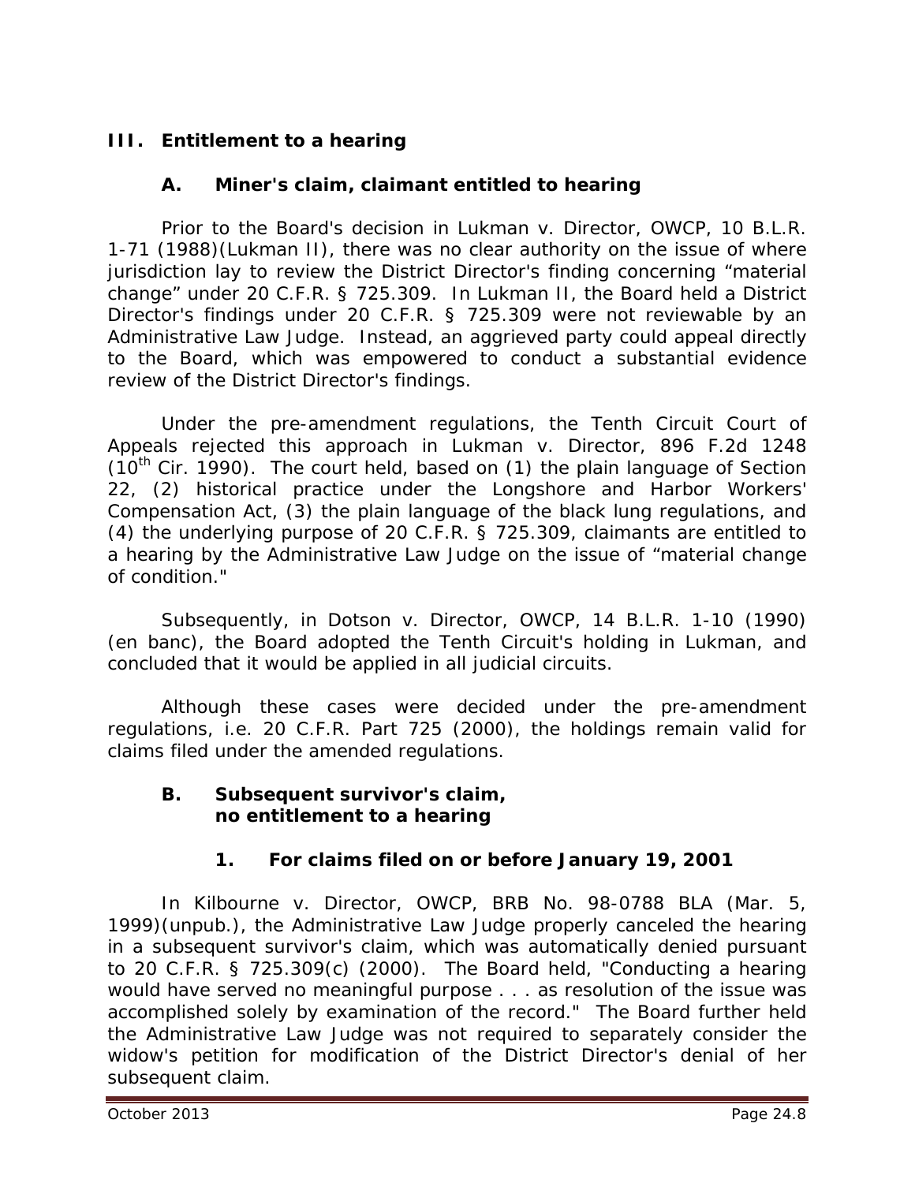## III. Entitlement to a hearing

### A. Miner's claim, claimant entitled to hearing

Prior to the Board's decision in *Lukman v. Director, OWCP*, 10 B.L.R. 1-71 (1988)(*Lukman II*), there was no clear authority on the issue of where jurisdiction lay to review the District Director's finding concerning "material change" under 20 C.F.R. § 725.309. In *Lukman II*, the Board held a District Director's findings under 20 C.F.R. § 725.309 were not reviewable by an Administrative Law Judge. Instead, an aggrieved party could appeal directly to the Board, which was empowered to conduct a substantial evidence review of the District Director's findings.

Under the pre-amendment regulations, the Tenth Circuit Court of Appeals rejected this approach in *Lukman v. Director*, 896 F.2d 1248 (10th Cir. 1990). The court held, based on (1) the plain language of Section 22, (2) historical practice under the Longshore and Harbor Workers' Compensation Act, (3) the plain language of the black lung regulations, and (4) the underlying purpose of 20 C.F.R. § 725.309, claimants are entitled to a hearing by the Administrative Law Judge on the issue of "material change of condition."

Subsequently, in *Dotson v. Director, OWCP*, 14 B.L.R. 1-10 (1990) (en banc), the Board adopted the Tenth Circuit's holding in *Lukman*, and concluded that it would be applied in all judicial circuits.

Although these cases were decided under the pre-amendment regulations, *i.e.* 20 C.F.R. Part 725 (2000), the holdings remain valid for claims filed under the amended regulations.

### B. Subsequent survivor's claim, no entitlement to a hearing

#### 1. For claims filed on or before January 19, 2001

In *Kilbourne v. Director, OWCP*, BRB No. 98-0788 BLA (Mar. 5, 1999)(unpub.), the Administrative Law Judge properly canceled the hearing in a subsequent survivor's claim, which was automatically denied pursuant to 20 C.F.R. § 725.309(c) (2000). The Board held, "Conducting a hearing would have served no meaningful purpose . . . as resolution of the issue was accomplished solely by examination of the record." The Board further held the Administrative Law Judge was not required to separately consider the widow's petition for modification of the District Director's denial of her subsequent claim.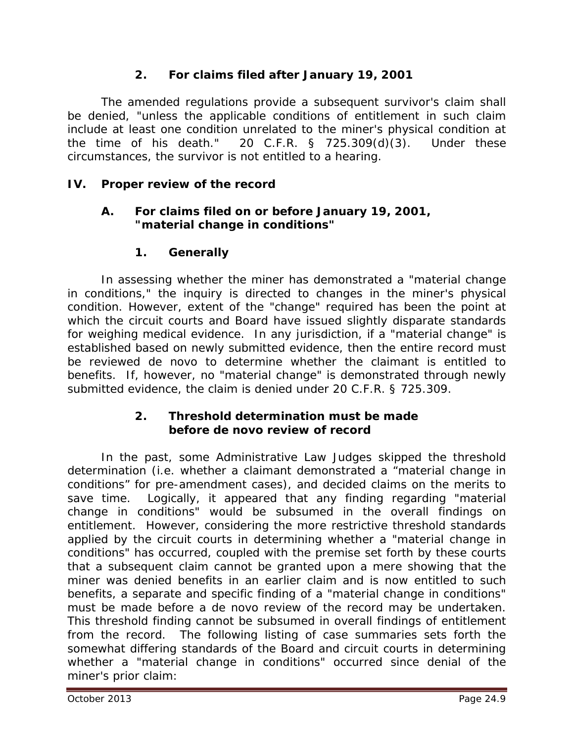### 2. For claims filed after January 19, 2001

The amended regulations provide a subsequent survivor's claim shall be denied, "unless the applicable conditions of entitlement in such claim include at least one condition unrelated to the miner's physical condition at the time of his death." 20 C.F.R. § 725.309(d)(3). Under these circumstances, the survivor is not entitled to a hearing.

## IV. Proper review of the record

### A. For claims filed on or before January 19, 2001, "material change in conditions"

#### 1. Generally

In assessing whether the miner has demonstrated a "material change in conditions," the inquiry is directed to changes in the miner's physical condition. However, extent of the "change" required has been the point at which the circuit courts and Board have issued slightly disparate standards for weighing medical evidence. In any jurisdiction, if a "material change" is established based on newly submitted evidence, then the entire record must be reviewed de novo to determine whether the claimant is entitled to benefits. If, however, no "material change" is demonstrated through newly submitted evidence, the claim is denied under 20 C.F.R. § 725.309.

#### 2. Threshold determination must be made before de novo review of record

In the past, some Administrative Law Judges skipped the threshold determination (i.e. whether a claimant demonstrated a "material change in conditions" for pre-amendment cases), and decided claims on the merits to save time. Logically, it appeared that any finding regarding "material change in conditions" would be subsumed in the overall findings on entitlement. However, considering the more restrictive threshold standards applied by the circuit courts in determining whether a "material change in conditions" has occurred, coupled with the premise set forth by these courts that a subsequent claim cannot be granted upon a mere showing that the miner was denied benefits in an earlier claim and is now entitled to such benefits, a separate and specific finding of a "material change in conditions" must be made before a de novo review of the record may be undertaken. This threshold finding cannot be subsumed in overall findings of entitlement from the record. The following listing of case summaries sets forth the somewhat differing standards of the Board and circuit courts in determining whether a "material change in conditions" occurred since denial of the miner's prior claim: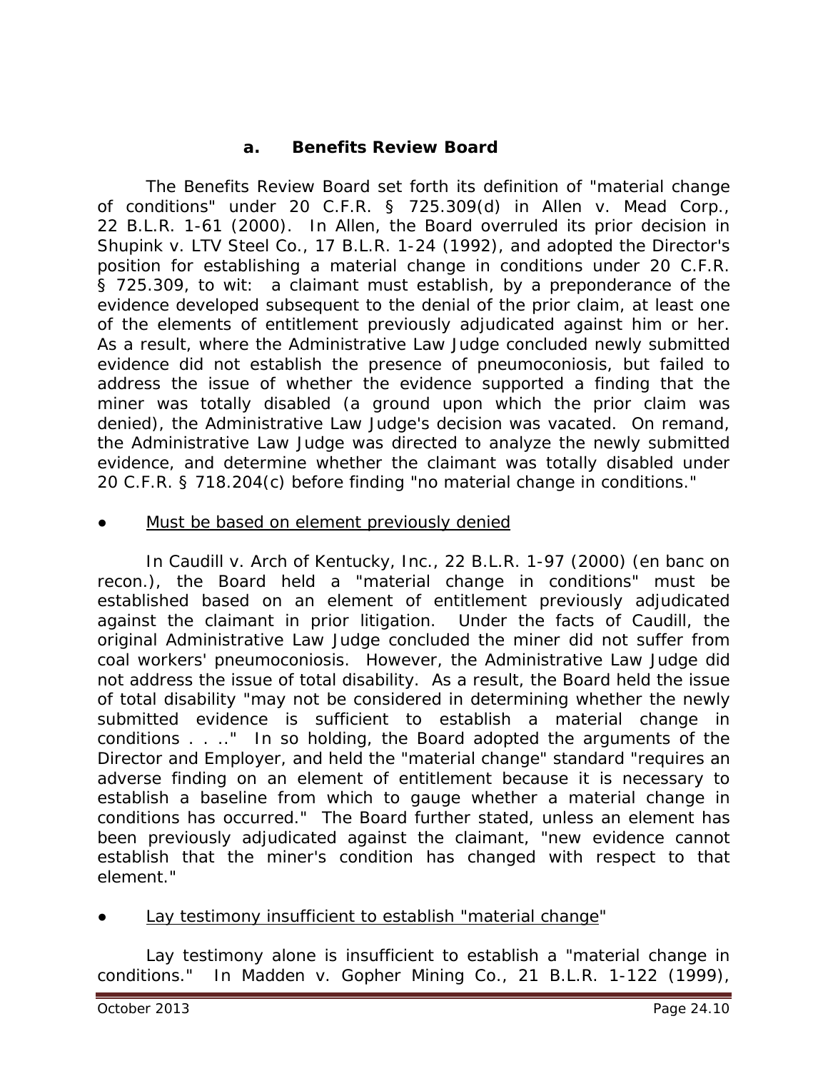### a. Benefits Review Board

The Benefits Review Board set forth its definition of "material change of conditions" under 20 C.F.R. § 725.309(d) in *Allen v. Mead Corp.*, 22 B.L.R. 1-61 (2000). In *Allen*, the Board overruled its prior decision in *Shupink v. LTV Steel Co.*, 17 B.L.R. 1-24 (1992), and adopted the Director's position for establishing a material change in conditions under 20 C.F.R. § 725.309, to wit: a claimant must establish, by a preponderance of the evidence developed subsequent to the denial of the prior claim, at least one of the elements of entitlement previously adjudicated against him or her. As a result, where the Administrative Law Judge concluded newly submitted evidence did not establish the presence of pneumoconiosis, but failed to address the issue of whether the evidence supported a finding that the miner was totally disabled (a ground upon which the prior claim was denied), the Administrative Law Judge's decision was vacated. On remand, the Administrative Law Judge was directed to analyze the newly submitted evidence, and determine whether the claimant was totally disabled under 20 C.F.R. § 718.204(c) before finding "no material change in conditions."

- Must be based on element previously denied

In *Caudill v. Arch of Kentucky, Inc.*, 22 B.L.R. 1-97 (2000) (en banc on recon.), the Board held a "material change in conditions" must be established based on an element of entitlement previously adjudicated against the claimant in prior litigation. Under the facts of *Caudill*, the original Administrative Law Judge concluded the miner did not suffer from coal workers' pneumoconiosis. However, the Administrative Law Judge did not address the issue of total disability. As a result, the Board held the issue of total disability "may not be considered in determining whether the newly submitted evidence is sufficient to establish a material change in conditions . . .." In so holding, the Board adopted the arguments of the Director and Employer, and held the "material change" standard "requires an adverse finding on an element of entitlement because it is necessary to establish a baseline from which to gauge whether a material change in conditions has occurred." The Board further stated, unless an element has been previously adjudicated against the claimant, "new evidence cannot establish that the miner's condition has changed with respect to that element."

- Lay testimony insufficient to establish "material change"

Lay testimony alone is insufficient to establish a "material change in conditions." In *Madden v. Gopher Mining Co.*, 21 B.L.R. 1-122 (1999),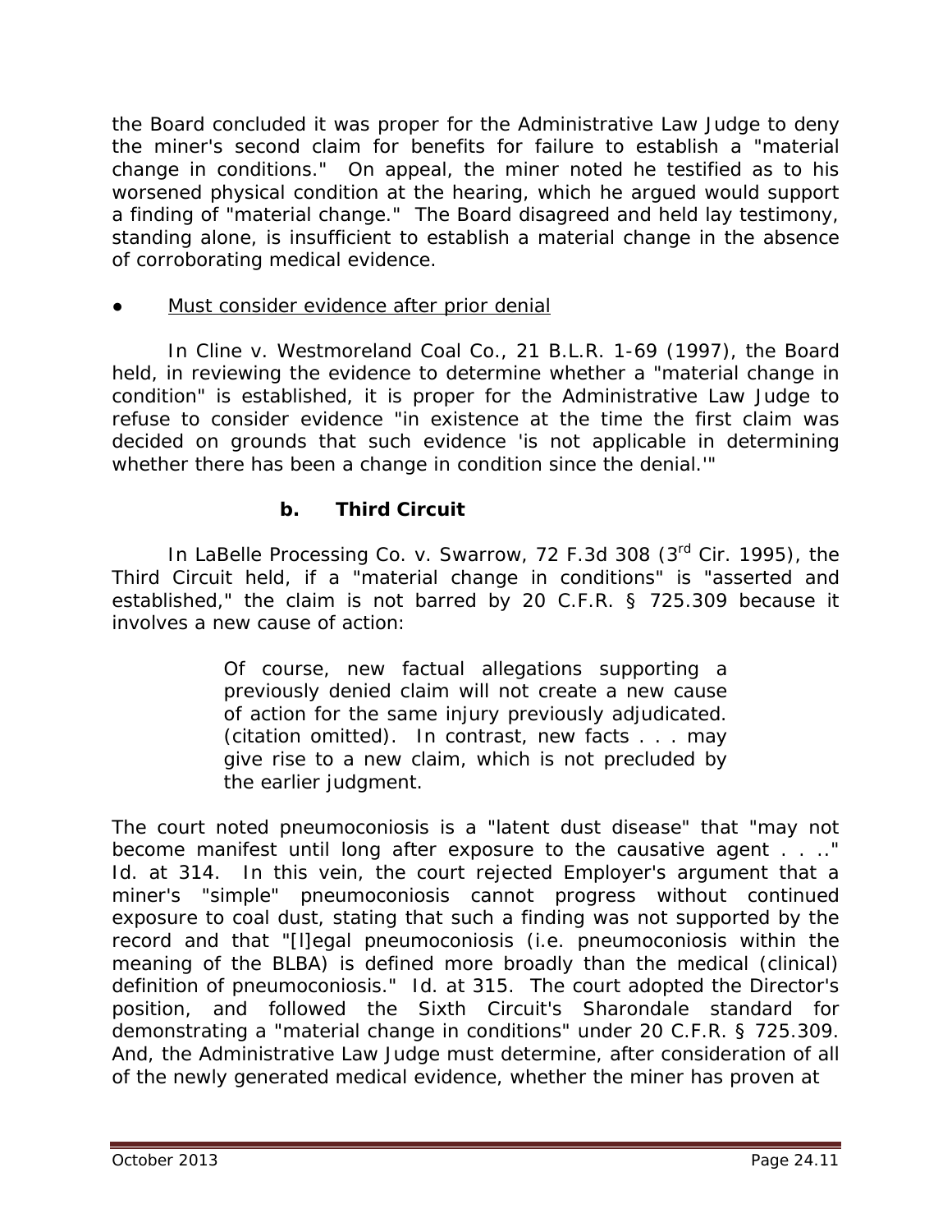the Board concluded it was proper for the Administrative Law Judge to deny the miner's second claim for benefits for failure to establish a "material change in conditions." On appeal, the miner noted he testified as to his worsened physical condition at the hearing, which he argued would support a finding of "material change." The Board disagreed and held lay testimony, standing alone, is insufficient to establish a material change in the absence of corroborating medical evidence.

- Must consider evidence after prior denial

In *Cline v. Westmoreland Coal Co.*, 21 B.L.R. 1-69 (1997), the Board held, in reviewing the evidence to determine whether a "material change in condition" is established, it is proper for the Administrative Law Judge to refuse to consider evidence "in existence at the time the first claim was decided on grounds that such evidence 'is not applicable in determining whether there has been a change in condition since the denial.'"

### b. Third Circuit

In *LaBelle Processing Co. v. Swarrow*, 72 F.3d 308 (3rd Cir. 1995), the Third Circuit held, if a "material change in conditions" is "asserted and established," the claim is not barred by 20 C.F.R. § 725.309 because it involves a new cause of action:

> Of course, new factual allegations supporting a previously denied claim will not create a new cause of action for the same injury previously adjudicated. (citation omitted). In contrast, new facts . . . may give rise to a new claim, which is not precluded by the earlier judgment.

The court noted pneumoconiosis is a "latent dust disease" that "may not become manifest until long after exposure to the causative agent . . .." *Id.* at 314. In this vein, the court rejected Employer's argument that a miner's "simple" pneumoconiosis cannot progress without continued exposure to coal dust, stating that such a finding was not supported by the record and that "[l]egal pneumoconiosis (i.e. pneumoconiosis within the meaning of the BLBA) is defined more broadly than the medical (clinical) definition of pneumoconiosis." *Id.* at 315. The court adopted the Director's position, and followed the Sixth Circuit's *Sharondale* standard for demonstrating a "material change in conditions" under 20 C.F.R. § 725.309. And, the Administrative Law Judge must determine, after consideration of all of the newly generated medical evidence, whether the miner has proven at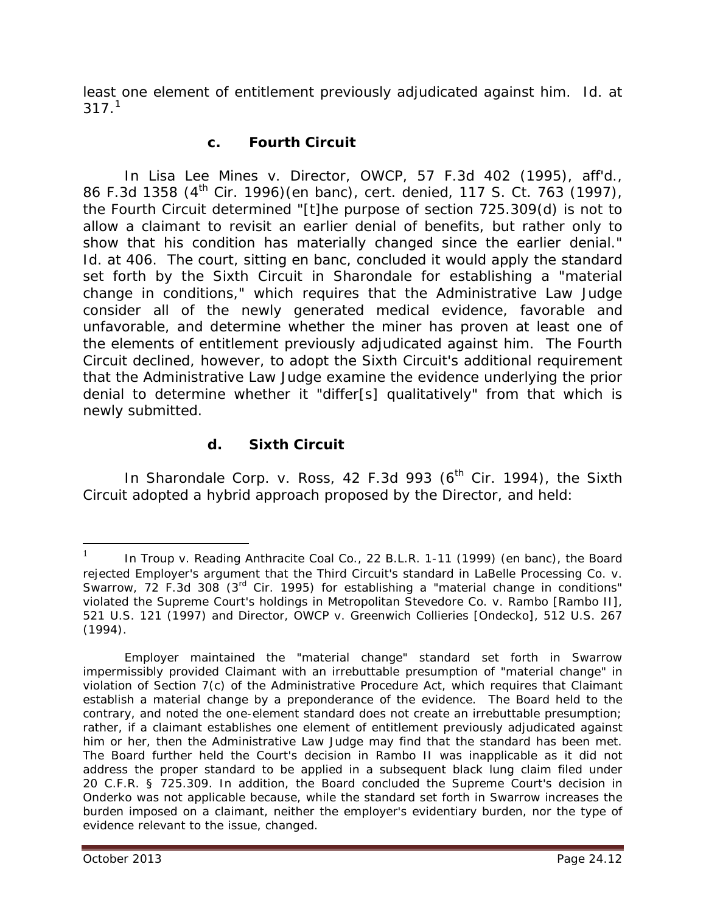least one element of entitlement previously adjudicated against him. *Id.* at 317.[1]

### c. Fourth Circuit

In *Lisa Lee Mines v. Director, OWCP*, 57 F.3d 402 (1995), *aff'd.*, 86 F.3d 1358 (4th Cir. 1996)(en banc), *cert. denied*, 117 S. Ct. 763 (1997), the Fourth Circuit determined "[t]he purpose of section 725.309(d) is not to allow a claimant to revisit an earlier denial of benefits, but rather only to show that his condition has materially changed since the earlier denial." *Id.* at 406. The court, sitting en banc, concluded it would apply the standard set forth by the Sixth Circuit in *Sharondale* for establishing a "material change in conditions," which requires that the Administrative Law Judge consider all of the newly generated medical evidence, favorable and unfavorable, and determine whether the miner has proven at least one of the elements of entitlement previously adjudicated against him. The Fourth Circuit declined, however, to adopt the Sixth Circuit's additional requirement that the Administrative Law Judge examine the evidence underlying the prior denial to determine whether it "differ[s] qualitatively" from that which is newly submitted.

### d. Sixth Circuit

In *Sharondale Corp. v. Ross*, 42 F.3d 993 (6th Cir. 1994), the Sixth Circuit adopted a hybrid approach proposed by the Director, and held:

---

[1] In *Troup v. Reading Anthracite Coal Co.*, 22 B.L.R. 1-11 (1999) (en banc), the Board rejected Employer's argument that the Third Circuit's standard in *LaBelle Processing Co. v. Swarrow*, 72 F.3d 308 (3rd Cir. 1995) for establishing a "material change in conditions" violated the Supreme Court's holdings in *Metropolitan Stevedore Co. v. Rambo* [*Rambo II*], 521 U.S. 121 (1997) and *Director, OWCP v. Greenwich Collieries* [*Ondecko*], 512 U.S. 267 (1994).

Employer maintained the "material change" standard set forth in *Swarrow* impermissibly provided Claimant with an irrebuttable presumption of "material change" in violation of Section 7(c) of the Administrative Procedure Act, which requires that Claimant establish a material change by a preponderance of the evidence. The Board held to the contrary, and noted the one-element standard does not create an irrebuttable presumption; rather, if a claimant establishes one element of entitlement previously adjudicated against him or her, then the Administrative Law Judge may find that the standard has been met. The Board further held the Court's decision in *Rambo II* was inapplicable as it did not address the proper standard to be applied in a subsequent black lung claim filed under 20 C.F.R. § 725.309. In addition, the Board concluded the Supreme Court's decision in *Onderko* was not applicable because, while the standard set forth in *Swarrow* increases the burden imposed on a claimant, neither the employer's evidentiary burden, nor the type of evidence relevant to the issue, changed.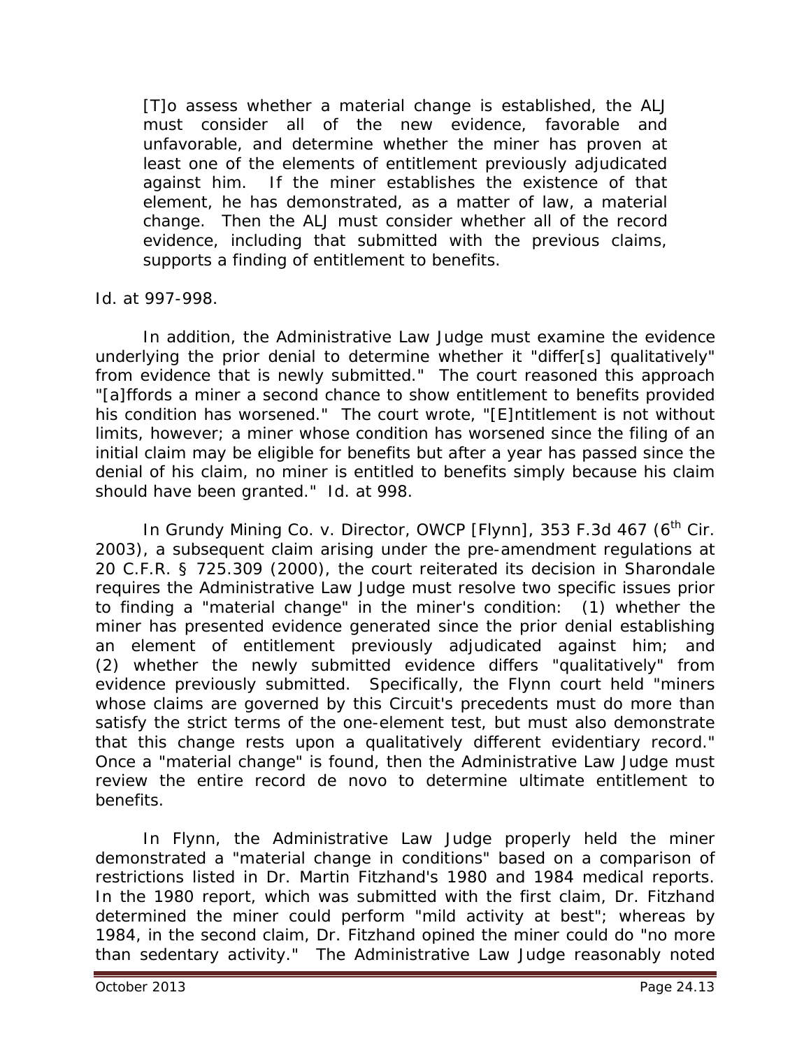> [T]o assess whether a material change is established, the ALJ must consider all of the new evidence, favorable and unfavorable, and determine whether the miner has proven at least one of the elements of entitlement previously adjudicated against him. If the miner establishes the existence of that element, he has demonstrated, as a matter of law, a material change. Then the ALJ must consider whether all of the record evidence, including that submitted with the previous claims, supports a finding of entitlement to benefits.

*Id.* at 997-998.

In addition, the Administrative Law Judge must examine the evidence underlying the prior denial to determine whether it "differ[s] qualitatively" from evidence that is newly submitted." The court reasoned this approach "[a]ffords a miner a second chance to show entitlement to benefits provided his condition has worsened." The court wrote, "[E]ntitlement is not without limits, however; a miner whose condition has worsened since the filing of an initial claim may be eligible for benefits but after a year has passed since the denial of his claim, no miner is entitled to benefits simply because his claim should have been granted." *Id.* at 998.

In *Grundy Mining Co. v. Director, OWCP [Flynn]*, 353 F.3d 467 (6th Cir. 2003), a subsequent claim arising under the pre-amendment regulations at 20 C.F.R. § 725.309 (2000), the court reiterated its decision in *Sharondale* requires the Administrative Law Judge must resolve two specific issues prior to finding a "material change" in the miner's condition: (1) whether the miner has presented evidence generated since the prior denial establishing an element of entitlement previously adjudicated against him; and (2) whether the newly submitted evidence differs "qualitatively" from evidence previously submitted. Specifically, the *Flynn* court held "miners whose claims are governed by this Circuit's precedents must do more than satisfy the strict terms of the one-element test, but must also demonstrate that this change rests upon a qualitatively different evidentiary record." Once a "material change" is found, then the Administrative Law Judge must review the entire record *de novo* to determine ultimate entitlement to benefits.

In *Flynn*, the Administrative Law Judge properly held the miner demonstrated a "material change in conditions" based on a comparison of restrictions listed in Dr. Martin Fitzhand's 1980 and 1984 medical reports. In the 1980 report, which was submitted with the first claim, Dr. Fitzhand determined the miner could perform "mild activity at best"; whereas by 1984, in the second claim, Dr. Fitzhand opined the miner could do "no more than sedentary activity." The Administrative Law Judge reasonably noted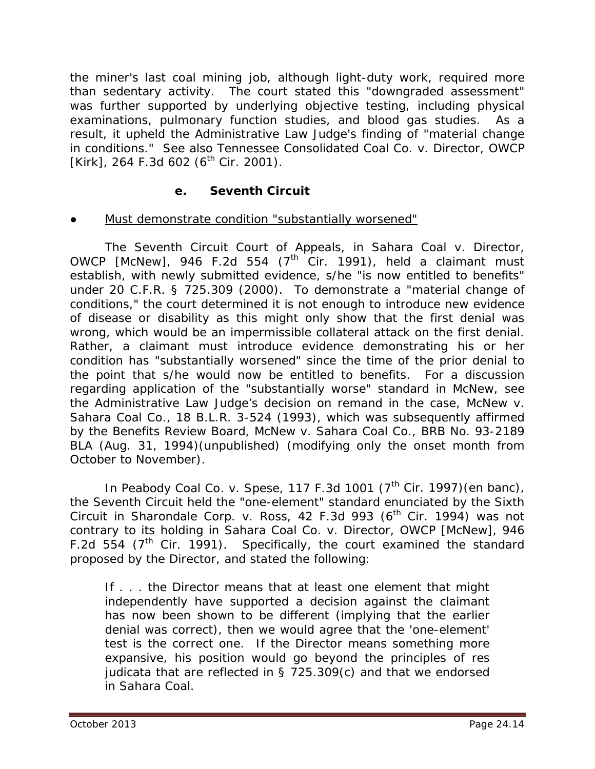the miner's last coal mining job, although light-duty work, required more than sedentary activity. The court stated this "downgraded assessment" was further supported by underlying objective testing, including physical examinations, pulmonary function studies, and blood gas studies. As a result, it upheld the Administrative Law Judge's finding of "material change in conditions." See also *Tennessee Consolidated Coal Co. v. Director, OWCP [Kirk]*, 264 F.3d 602 (6th Cir. 2001).

#### e. Seventh Circuit

● Must demonstrate condition "substantially worsened"

The Seventh Circuit Court of Appeals, in *Sahara Coal v. Director, OWCP [McNew]*, 946 F.2d 554 (7th Cir. 1991), held a claimant must establish, with newly submitted evidence, s/he "is now entitled to benefits" under 20 C.F.R. § 725.309 (2000). To demonstrate a "material change of conditions," the court determined it is not enough to introduce new evidence of disease or disability as this might only show that the first denial was wrong, which would be an impermissible collateral attack on the first denial. Rather, a claimant must introduce evidence demonstrating his or her condition has "substantially worsened" since the time of the prior denial to the point that s/he would now be entitled to benefits. For a discussion regarding application of the "substantially worse" standard in *McNew*, see the Administrative Law Judge's decision on remand in the case, *McNew v. Sahara Coal Co.*, 18 B.L.R. 3-524 (1993), which was subsequently affirmed by the Benefits Review Board, *McNew v. Sahara Coal Co.*, BRB No. 93-2189 BLA (Aug. 31, 1994)(unpublished) (modifying only the onset month from October to November).

In *Peabody Coal Co. v. Spese*, 117 F.3d 1001 (7th Cir. 1997)(en banc), the Seventh Circuit held the "one-element" standard enunciated by the Sixth Circuit in *Sharondale Corp. v. Ross*, 42 F.3d 993 (6th Cir. 1994) was not contrary to its holding in *Sahara Coal Co. v. Director, OWCP [McNew]*, 946 F.2d 554 (7th Cir. 1991). Specifically, the court examined the standard proposed by the Director, and stated the following:

> If . . . the Director means that at least one element that might independently have supported a decision against the claimant has now been shown to be different (implying that the earlier denial was correct), then we would agree that the 'one-element' test is the correct one. If the Director means something more expansive, his position would go beyond the principles of res judicata that are reflected in § 725.309(c) and that we endorsed in *Sahara Coal*.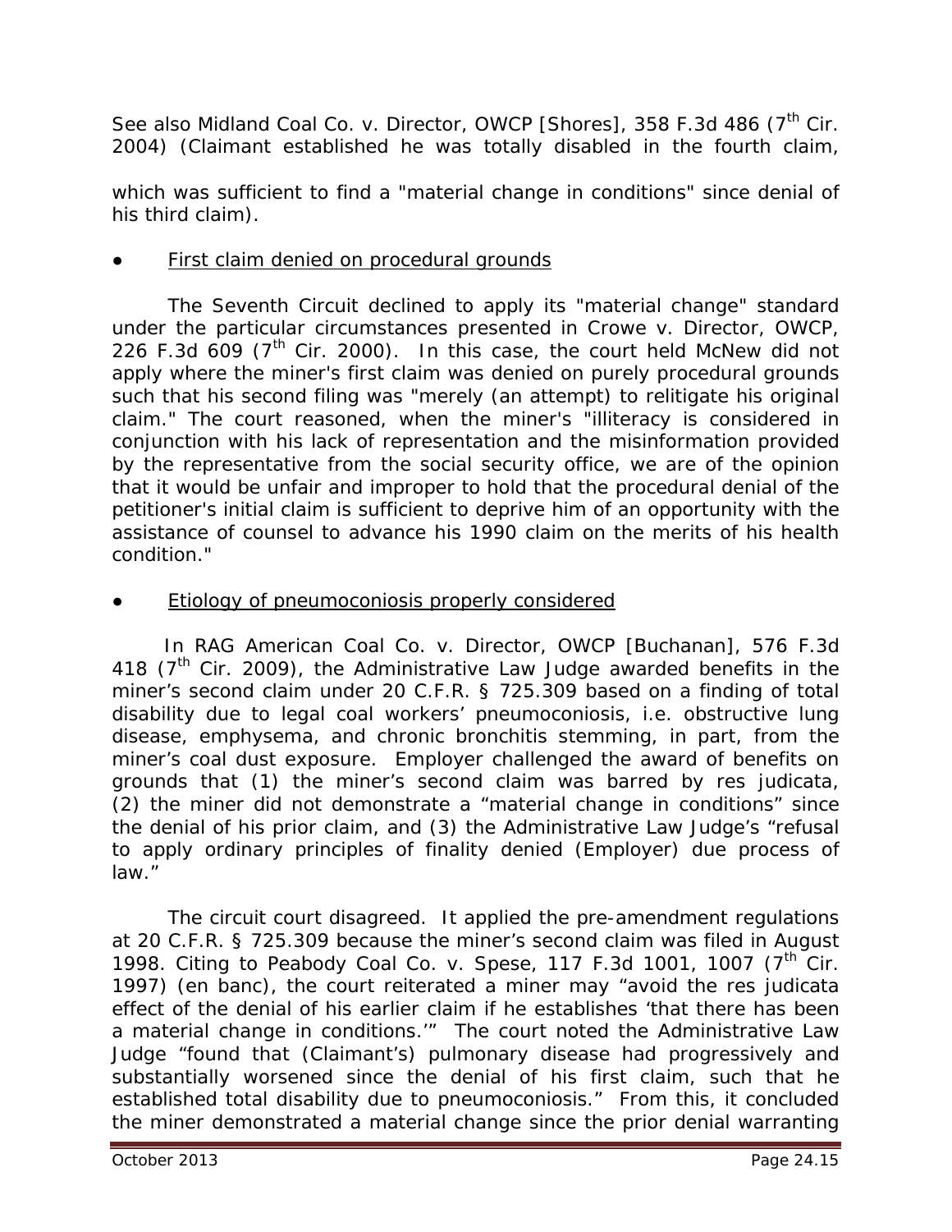See also *Midland Coal Co. v. Director, OWCP [Shores]*, 358 F.3d 486 (7th Cir. 2004) (Claimant established he was totally disabled in the fourth claim, which was sufficient to find a "material change in conditions" since denial of his third claim).

- First claim denied on procedural grounds

The Seventh Circuit declined to apply its "material change" standard under the particular circumstances presented in *Crowe v. Director, OWCP*, 226 F.3d 609 (7th Cir. 2000). In this case, the court held *McNew* did not apply where the miner's first claim was denied on purely procedural grounds such that his second filing was "merely (an attempt) to relitigate his original claim." The court reasoned, when the miner's "illiteracy is considered in conjunction with his lack of representation and the misinformation provided by the representative from the social security office, we are of the opinion that it would be unfair and improper to hold that the procedural denial of the petitioner's initial claim is sufficient to deprive him of an opportunity with the assistance of counsel to advance his 1990 claim on the merits of his health condition."

- Etiology of pneumoconiosis properly considered

In *RAG American Coal Co. v. Director, OWCP [Buchanan]*, 576 F.3d 418 (7th Cir. 2009), the Administrative Law Judge awarded benefits in the miner's second claim under 20 C.F.R. § 725.309 based on a finding of total disability due to legal coal workers' pneumoconiosis, i.e. obstructive lung disease, emphysema, and chronic bronchitis stemming, in part, from the miner's coal dust exposure. Employer challenged the award of benefits on grounds that (1) the miner's second claim was barred by res judicata, (2) the miner did not demonstrate a "material change in conditions" since the denial of his prior claim, and (3) the Administrative Law Judge's "refusal to apply ordinary principles of finality denied (Employer) due process of law."

The circuit court disagreed. It applied the pre-amendment regulations at 20 C.F.R. § 725.309 because the miner's second claim was filed in August 1998. Citing to *Peabody Coal Co. v. Spese*, 117 F.3d 1001, 1007 (7th Cir. 1997) (en banc), the court reiterated a miner may "avoid the res judicata effect of the denial of his earlier claim if he establishes 'that there has been a material change in conditions.'" The court noted the Administrative Law Judge "found that (Claimant's) pulmonary disease had progressively and substantially worsened since the denial of his first claim, such that he established total disability due to pneumoconiosis." From this, it concluded the miner demonstrated a material change since the prior denial warranting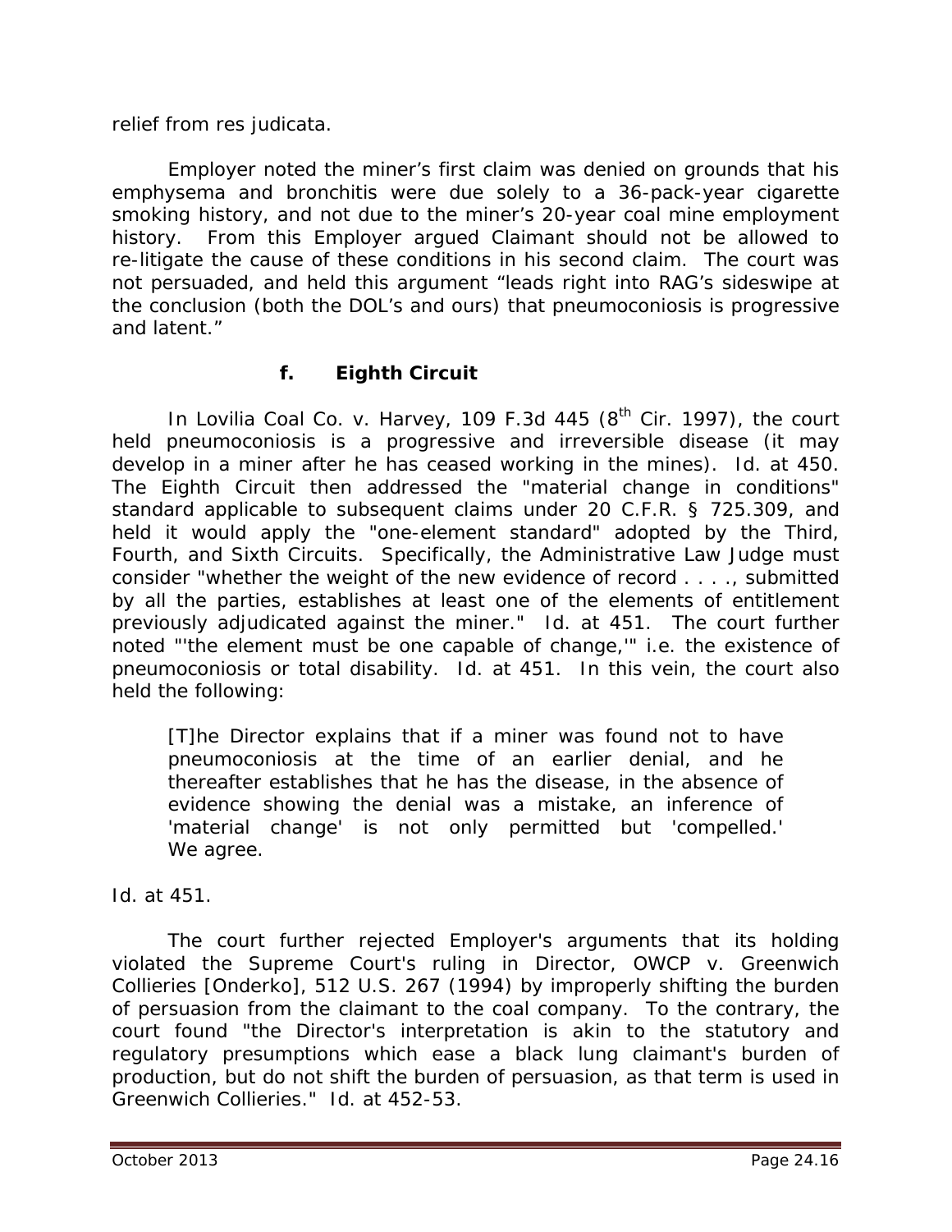relief from res judicata.

Employer noted the miner's first claim was denied on grounds that his emphysema and bronchitis were due solely to a 36-pack-year cigarette smoking history, and not due to the miner's 20-year coal mine employment history. From this Employer argued Claimant should not be allowed to re-litigate the cause of these conditions in his second claim. The court was not persuaded, and held this argument "leads right into RAG's sideswipe at the conclusion (both the DOL's and ours) that pneumoconiosis is progressive and latent."

### f. Eighth Circuit

In *Lovilia Coal Co. v. Harvey*, 109 F.3d 445 (8th Cir. 1997), the court held pneumoconiosis is a progressive and irreversible disease (it may develop in a miner after he has ceased working in the mines). *Id.* at 450. The Eighth Circuit then addressed the "material change in conditions" standard applicable to subsequent claims under 20 C.F.R. § 725.309, and held it would apply the "one-element standard" adopted by the Third, Fourth, and Sixth Circuits. Specifically, the Administrative Law Judge must consider "whether the weight of the new evidence of record . . . ., submitted by all the parties, establishes at least one of the elements of entitlement previously adjudicated against the miner." *Id.* at 451. The court further noted "'the element must be one capable of change,'" i.e. the existence of pneumoconiosis or total disability. *Id.* at 451. In this vein, the court also held the following:

> [T]he Director explains that if a miner was found not to have pneumoconiosis at the time of an earlier denial, and he thereafter establishes that he has the disease, in the absence of evidence showing the denial was a mistake, an inference of 'material change' is not only permitted but 'compelled.' We agree.

*Id.* at 451.

The court further rejected Employer's arguments that its holding violated the Supreme Court's ruling in *Director, OWCP v. Greenwich Collieries [Onderko]*, 512 U.S. 267 (1994) by improperly shifting the burden of persuasion from the claimant to the coal company. To the contrary, the court found "the Director's interpretation is akin to the statutory and regulatory presumptions which ease a black lung claimant's burden of production, but do not shift the burden of persuasion, as that term is used in *Greenwich Collieries*." *Id.* at 452-53.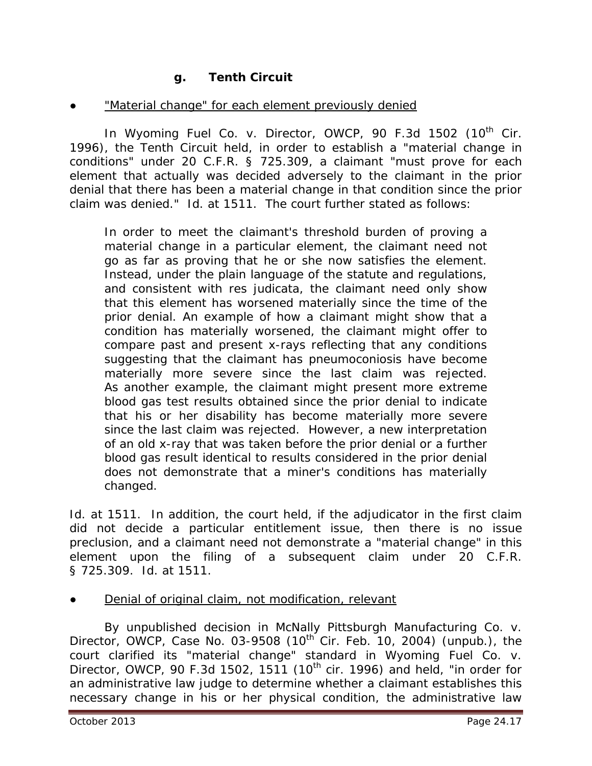### g. Tenth Circuit

● "Material change" for each element previously denied

In *Wyoming Fuel Co. v. Director, OWCP*, 90 F.3d 1502 (10th Cir. 1996), the Tenth Circuit held, in order to establish a "material change in conditions" under 20 C.F.R. § 725.309, a claimant "must prove for each element that actually was decided adversely to the claimant in the prior denial that there has been a material change in that condition since the prior claim was denied." *Id.* at 1511. The court further stated as follows:

> In order to meet the claimant's threshold burden of proving a material change in a particular element, the claimant need not go as far as proving that he or she now satisfies the element. Instead, under the plain language of the statute and regulations, and consistent with res judicata, the claimant need only show that this element has worsened materially since the time of the prior denial. An example of how a claimant might show that a condition has materially worsened, the claimant might offer to compare past and present x-rays reflecting that any conditions suggesting that the claimant has pneumoconiosis have become materially more severe since the last claim was rejected. As another example, the claimant might present more extreme blood gas test results obtained since the prior denial to indicate that his or her disability has become materially more severe since the last claim was rejected. However, a new interpretation of an old x-ray that was taken before the prior denial or a further blood gas result identical to results considered in the prior denial does not demonstrate that a miner's conditions has materially changed.

*Id.* at 1511. In addition, the court held, if the adjudicator in the first claim did not decide a particular entitlement issue, then there is no issue preclusion, and a claimant need not demonstrate a "material change" in this element upon the filing of a subsequent claim under 20 C.F.R. § 725.309. *Id.* at 1511.

● Denial of original claim, not modification, relevant

By unpublished decision in *McNally Pittsburgh Manufacturing Co. v. Director, OWCP*, Case No. 03-9508 (10th Cir. Feb. 10, 2004) (unpub.), the court clarified its "material change" standard in *Wyoming Fuel Co. v. Director, OWCP*, 90 F.3d 1502, 1511 (10th cir. 1996) and held, "in order for an administrative law judge to determine whether a claimant establishes this necessary change in his or her physical condition, the administrative law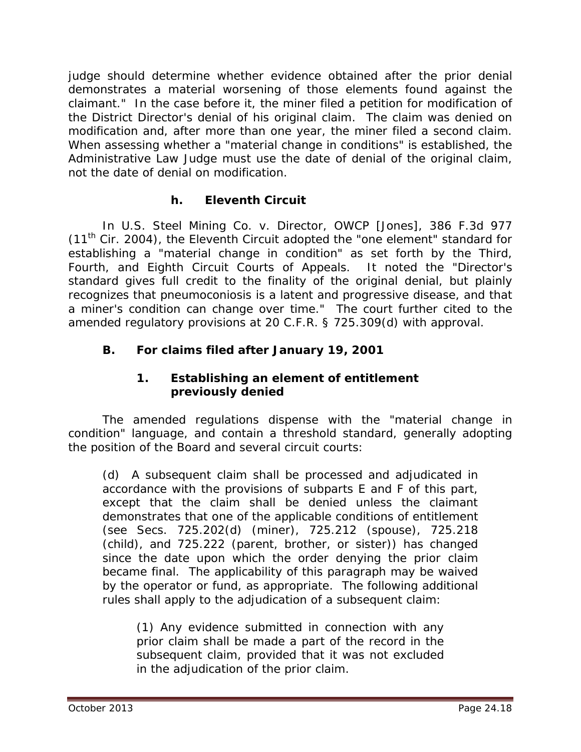judge should determine whether evidence obtained after the prior denial demonstrates a material worsening of those elements found against the claimant." In the case before it, the miner filed a petition for modification of the District Director's denial of his original claim. The claim was denied on modification and, after more than one year, the miner filed a second claim. When assessing whether a "material change in conditions" is established, the Administrative Law Judge must use the date of denial of the original claim, not the date of denial on modification.

#### h. Eleventh Circuit

*U.S. Steel Mining Co. v. Director, OWCP [Jones]*, 386 F.3d 977 (11th Cir. 2004), the Eleventh Circuit adopted the "one element" standard for establishing a "material change in condition" as set forth by the Third, Fourth, and Eighth Circuit Courts of Appeals. It noted the "Director's standard gives full credit to the finality of the original denial, but plainly recognizes that pneumoconiosis is a latent and progressive disease, and that a miner's condition can change over time." The court further cited to the amended regulatory provisions at 20 C.F.R. § 725.309(d) with approval.

## B. For claims filed after January 19, 2001

### 1. Establishing an element of entitlement previously denied

The amended regulations dispense with the "material change in condition" language, and contain a threshold standard, generally adopting the position of the Board and several circuit courts:

> (d) A subsequent claim shall be processed and adjudicated in accordance with the provisions of subparts E and F of this part, except that the claim shall be denied unless the claimant demonstrates that one of the applicable conditions of entitlement (see Secs. 725.202(d) (miner), 725.212 (spouse), 725.218 (child), and 725.222 (parent, brother, or sister)) has changed since the date upon which the order denying the prior claim became final. The applicability of this paragraph may be waived by the operator or fund, as appropriate. The following additional rules shall apply to the adjudication of a subsequent claim:
>
> > (1) Any evidence submitted in connection with any prior claim shall be made a part of the record in the subsequent claim, provided that it was not excluded in the adjudication of the prior claim.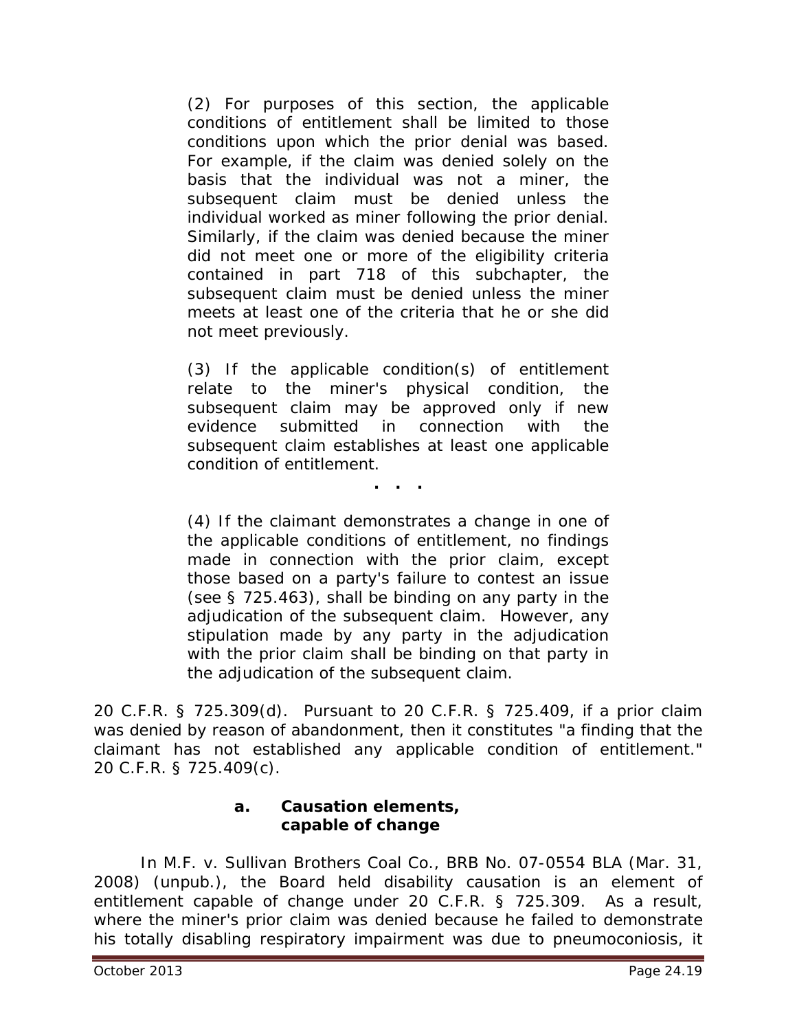> (2) For purposes of this section, the applicable conditions of entitlement shall be limited to those conditions upon which the prior denial was based. For example, if the claim was denied solely on the basis that the individual was not a miner, the subsequent claim must be denied unless the individual worked as miner following the prior denial. Similarly, if the claim was denied because the miner did not meet one or more of the eligibility criteria contained in part 718 of this subchapter, the subsequent claim must be denied unless the miner meets at least one of the criteria that he or she did not meet previously.
>
> (3) If the applicable condition(s) of entitlement relate to the miner's physical condition, the subsequent claim may be approved only if new evidence submitted in connection with the subsequent claim establishes at least one applicable condition of entitlement.
>
> . . .
>
> (4) If the claimant demonstrates a change in one of the applicable conditions of entitlement, no findings made in connection with the prior claim, except those based on a party's failure to contest an issue (see § 725.463), shall be binding on any party in the adjudication of the subsequent claim. However, any stipulation made by any party in the adjudication with the prior claim shall be binding on that party in the adjudication of the subsequent claim.

20 C.F.R. § 725.309(d). Pursuant to 20 C.F.R. § 725.409, if a prior claim was denied by reason of abandonment, then it constitutes "a finding that the claimant has not established any applicable condition of entitlement." 20 C.F.R. § 725.409(c).

#### a. Causation elements, capable of change

In *M.F. v. Sullivan Brothers Coal Co.*, BRB No. 07-0554 BLA (Mar. 31, 2008) (unpub.), the Board held disability causation is an element of entitlement capable of change under 20 C.F.R. § 725.309. As a result, where the miner's prior claim was denied because he failed to demonstrate his totally disabling respiratory impairment was due to pneumoconiosis, it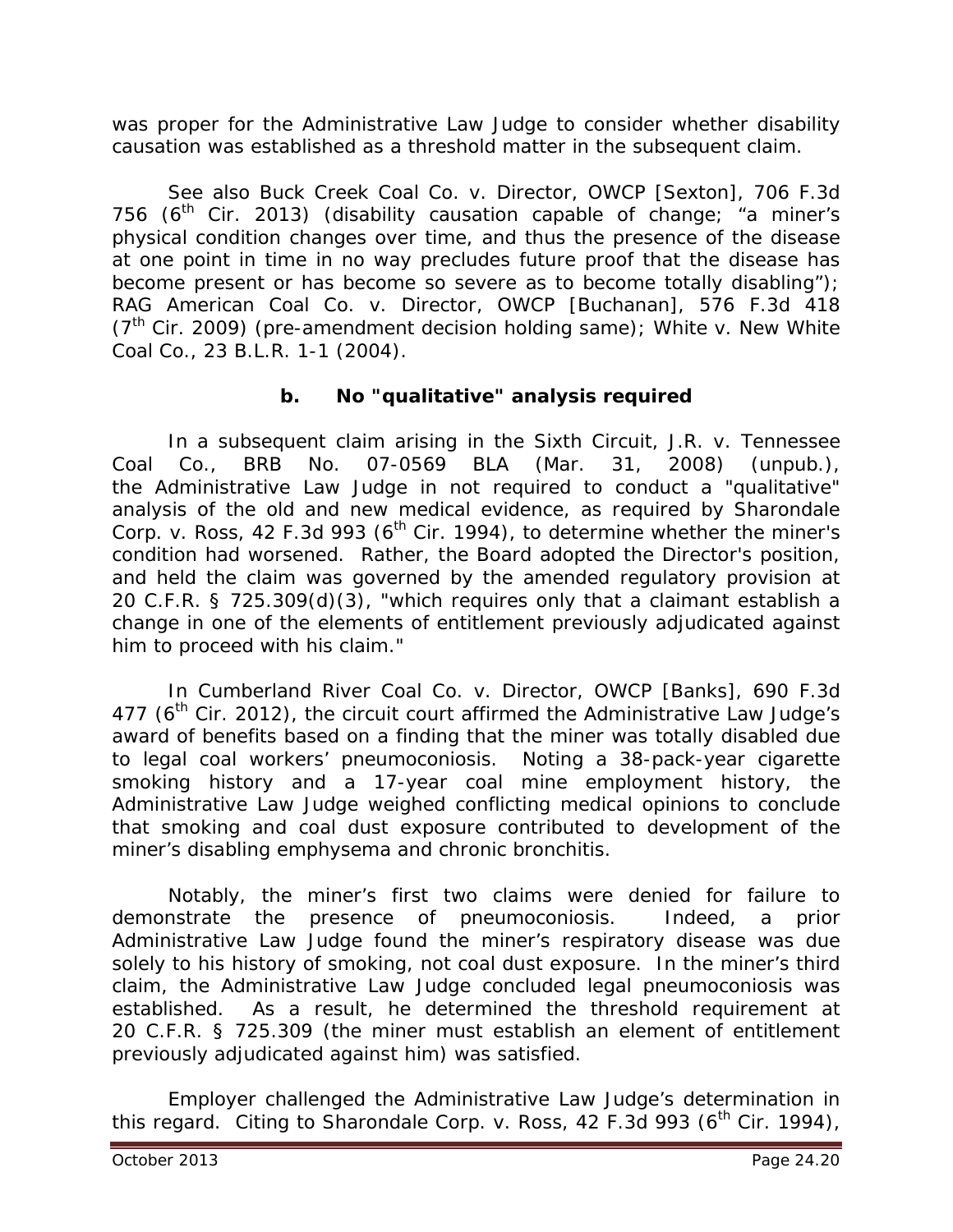was proper for the Administrative Law Judge to consider whether disability causation was established as a threshold matter in the subsequent claim.

See also *Buck Creek Coal Co. v. Director, OWCP [Sexton]*, 706 F.3d 756 (6th Cir. 2013) (disability causation capable of change; "a miner's physical condition changes over time, and thus the presence of the disease at one point in time in no way precludes future proof that the disease has become present or has become so severe as to become totally disabling"); *RAG American Coal Co. v. Director, OWCP [Buchanan]*, 576 F.3d 418 (7th Cir. 2009) (pre-amendment decision holding same); *White v. New White Coal Co.*, 23 B.L.R. 1-1 (2004).

### b. No "qualitative" analysis required

In a subsequent claim arising in the Sixth Circuit, *J.R. v. Tennessee Coal Co.*, BRB No. 07-0569 BLA (Mar. 31, 2008) (unpub.), the Administrative Law Judge in not required to conduct a "qualitative" analysis of the old and new medical evidence, as required by *Sharondale Corp. v. Ross*, 42 F.3d 993 (6th Cir. 1994), to determine whether the miner's condition had worsened. Rather, the Board adopted the Director's position, and held the claim was governed by the amended regulatory provision at 20 C.F.R. § 725.309(d)(3), "which requires only that a claimant establish a change in one of the elements of entitlement previously adjudicated against him to proceed with his claim."

In *Cumberland River Coal Co. v. Director, OWCP [Banks]*, 690 F.3d 477 (6th Cir. 2012), the circuit court affirmed the Administrative Law Judge's award of benefits based on a finding that the miner was totally disabled due to legal coal workers' pneumoconiosis. Noting a 38-pack-year cigarette smoking history and a 17-year coal mine employment history, the Administrative Law Judge weighed conflicting medical opinions to conclude that smoking and coal dust exposure contributed to development of the miner's disabling emphysema and chronic bronchitis.

Notably, the miner's first two claims were denied for failure to demonstrate the presence of pneumoconiosis. Indeed, a prior Administrative Law Judge found the miner's respiratory disease was due solely to his history of smoking, not coal dust exposure. In the miner's third claim, the Administrative Law Judge concluded legal pneumoconiosis was established. As a result, he determined the threshold requirement at 20 C.F.R. § 725.309 (the miner must establish an element of entitlement previously adjudicated against him) was satisfied.

Employer challenged the Administrative Law Judge's determination in this regard. Citing to *Sharondale Corp. v. Ross*, 42 F.3d 993 (6th Cir. 1994),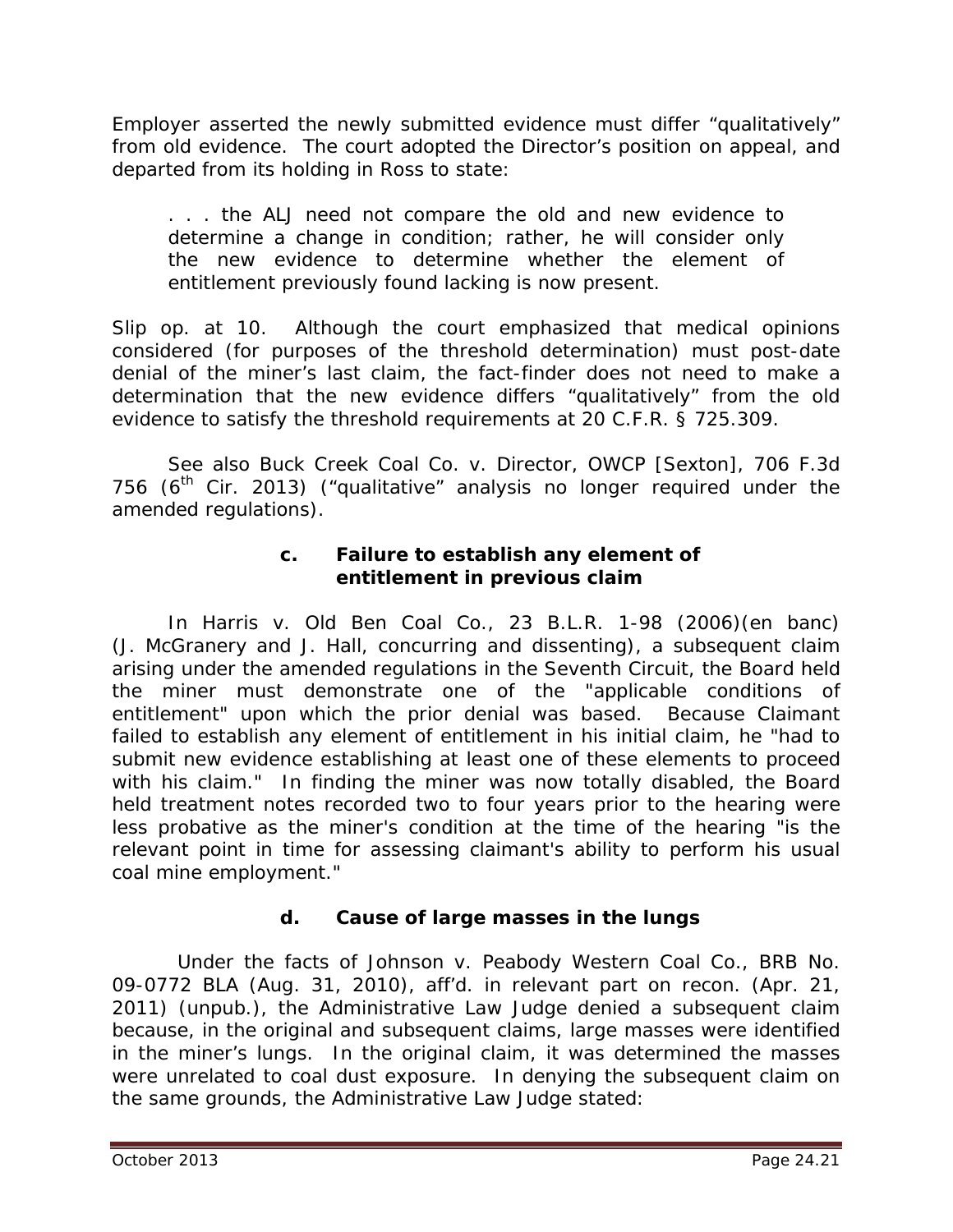Employer asserted the newly submitted evidence must differ "qualitatively" from old evidence. The court adopted the Director's position on appeal, and departed from its holding in Ross to state:

> . . . the ALJ need not compare the old and new evidence to determine a change in condition; rather, he will consider only the new evidence to determine whether the element of entitlement previously found lacking is now present.

Slip op. at 10. Although the court emphasized that medical opinions considered (for purposes of the threshold determination) must post-date denial of the miner's last claim, the fact-finder does not need to make a determination that the new evidence differs "qualitatively" from the old evidence to satisfy the threshold requirements at 20 C.F.R. § 725.309.

See also *Buck Creek Coal Co. v. Director, OWCP [Sexton]*, 706 F.3d 756 (6th Cir. 2013) ("qualitative" analysis no longer required under the amended regulations).

#### c. Failure to establish any element of entitlement in previous claim

In *Harris v. Old Ben Coal Co.*, 23 B.L.R. 1-98 (2006)(en banc) (J. McGranery and J. Hall, concurring and dissenting), a subsequent claim arising under the amended regulations in the Seventh Circuit, the Board held the miner must demonstrate one of the "applicable conditions of entitlement" upon which the prior denial was based. Because Claimant failed to establish any element of entitlement in his initial claim, he "had to submit new evidence establishing at least one of these elements to proceed with his claim." In finding the miner was now totally disabled, the Board held treatment notes recorded two to four years prior to the hearing were less probative as the miner's condition at the time of the hearing "is the relevant point in time for assessing claimant's ability to perform his usual coal mine employment."

#### d. Cause of large masses in the lungs

Under the facts of *Johnson v. Peabody Western Coal Co.*, BRB No. 09-0772 BLA (Aug. 31, 2010), aff'd. in relevant part on recon. (Apr. 21, 2011) (unpub.), the Administrative Law Judge denied a subsequent claim because, in the original and subsequent claims, large masses were identified in the miner's lungs. In the original claim, it was determined the masses were unrelated to coal dust exposure. In denying the subsequent claim on the same grounds, the Administrative Law Judge stated: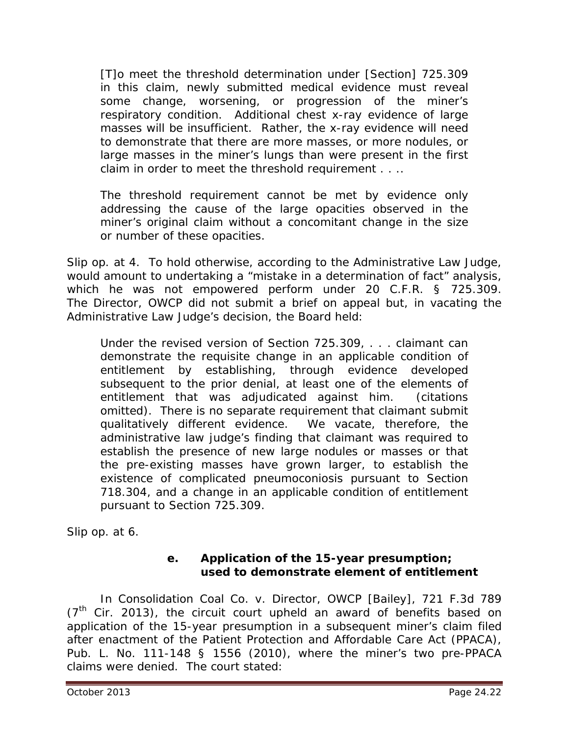> [T]o meet the threshold determination under [Section] 725.309 in this claim, newly submitted medical evidence must reveal some change, worsening, or progression of the miner's respiratory condition. Additional chest x-ray evidence of large masses will be insufficient. Rather, the x-ray evidence will need to demonstrate that there are more masses, or more nodules, or large masses in the miner's lungs than were present in the first claim in order to meet the threshold requirement . . ..
>
> The threshold requirement cannot be met by evidence only addressing the cause of the large opacities observed in the miner's original claim without a concomitant change in the size or number of these opacities.

*Slip op.* at 4. To hold otherwise, according to the Administrative Law Judge, would amount to undertaking a "mistake in a determination of fact" analysis, which he was not empowered perform under 20 C.F.R. § 725.309. The Director, OWCP did not submit a brief on appeal but, in vacating the Administrative Law Judge's decision, the Board held:

> Under the revised version of Section 725.309, . . . claimant can demonstrate the requisite change in an applicable condition of entitlement by establishing, through evidence developed subsequent to the prior denial, at least one of the elements of entitlement that was adjudicated against him. (citations omitted). There is no separate requirement that claimant submit qualitatively different evidence. We vacate, therefore, the administrative law judge's finding that claimant was required to establish the presence of new large nodules or masses or that the pre-existing masses have grown larger, to establish the existence of complicated pneumoconiosis pursuant to Section 718.304, and a change in an applicable condition of entitlement pursuant to Section 725.309.

*Slip op.* at 6.

#### e. Application of the 15-year presumption; used to demonstrate element of entitlement

In *Consolidation Coal Co. v. Director, OWCP [Bailey]*, 721 F.3d 789 (7th Cir. 2013), the circuit court upheld an award of benefits based on application of the 15-year presumption in a subsequent miner's claim filed after enactment of the Patient Protection and Affordable Care Act (PPACA), Pub. L. No. 111-148 § 1556 (2010), where the miner's two pre-PPACA claims were denied. The court stated: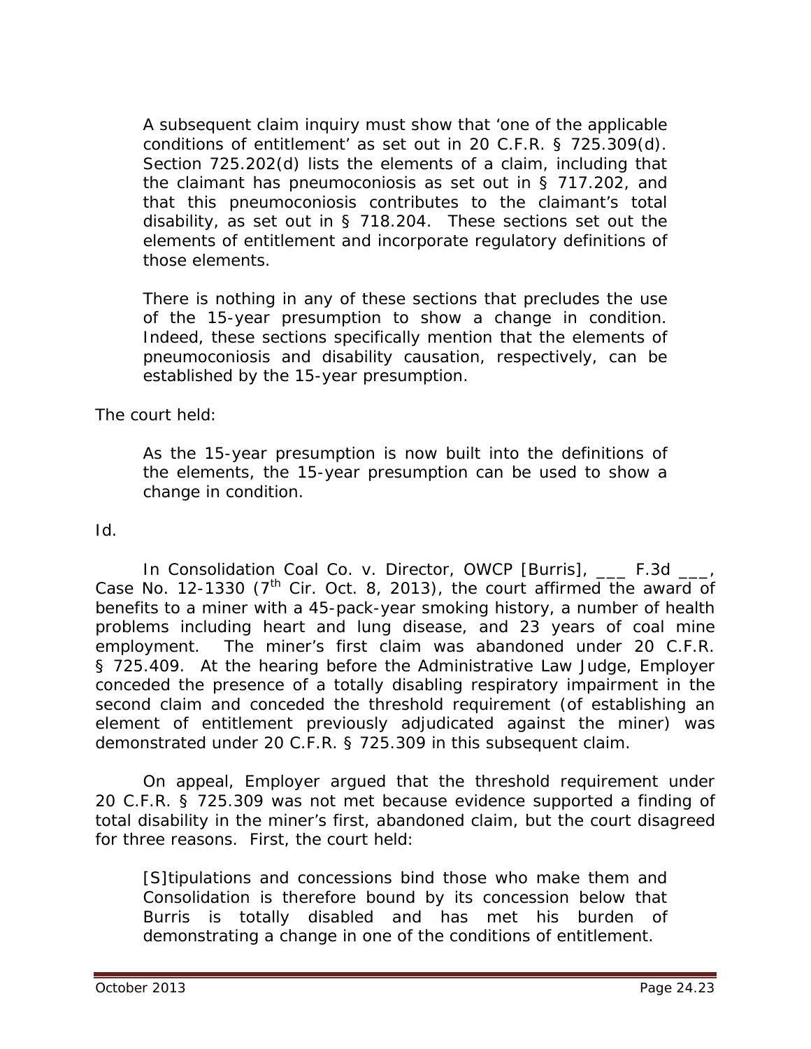> A subsequent claim inquiry must show that 'one of the applicable conditions of entitlement' as set out in 20 C.F.R. § 725.309(d). Section 725.202(d) lists the elements of a claim, including that the claimant has pneumoconiosis as set out in § 717.202, and that this pneumoconiosis contributes to the claimant's total disability, as set out in § 718.204. These sections set out the elements of entitlement and incorporate regulatory definitions of those elements.
>
> There is nothing in any of these sections that precludes the use of the 15-year presumption to show a change in condition. Indeed, these sections specifically mention that the elements of pneumoconiosis and disability causation, respectively, can be established by the 15-year presumption.

The court held:

> As the 15-year presumption is now built into the definitions of the elements, the 15-year presumption can be used to show a change in condition.

*Id.*

In *Consolidation Coal Co. v. Director, OWCP [Burris]*, ___ F.3d ___, Case No. 12-1330 (7th Cir. Oct. 8, 2013), the court affirmed the award of benefits to a miner with a 45-pack-year smoking history, a number of health problems including heart and lung disease, and 23 years of coal mine employment. The miner's first claim was abandoned under 20 C.F.R. § 725.409. At the hearing before the Administrative Law Judge, Employer conceded the presence of a totally disabling respiratory impairment in the second claim and conceded the threshold requirement (of establishing an element of entitlement previously adjudicated against the miner) was demonstrated under 20 C.F.R. § 725.309 in this subsequent claim.

On appeal, Employer argued that the threshold requirement under 20 C.F.R. § 725.309 was not met because evidence supported a finding of total disability in the miner's first, abandoned claim, but the court disagreed for three reasons. First, the court held:

> [S]tipulations and concessions bind those who make them and Consolidation is therefore bound by its concession below that Burris is totally disabled and has met his burden of demonstrating a change in one of the conditions of entitlement.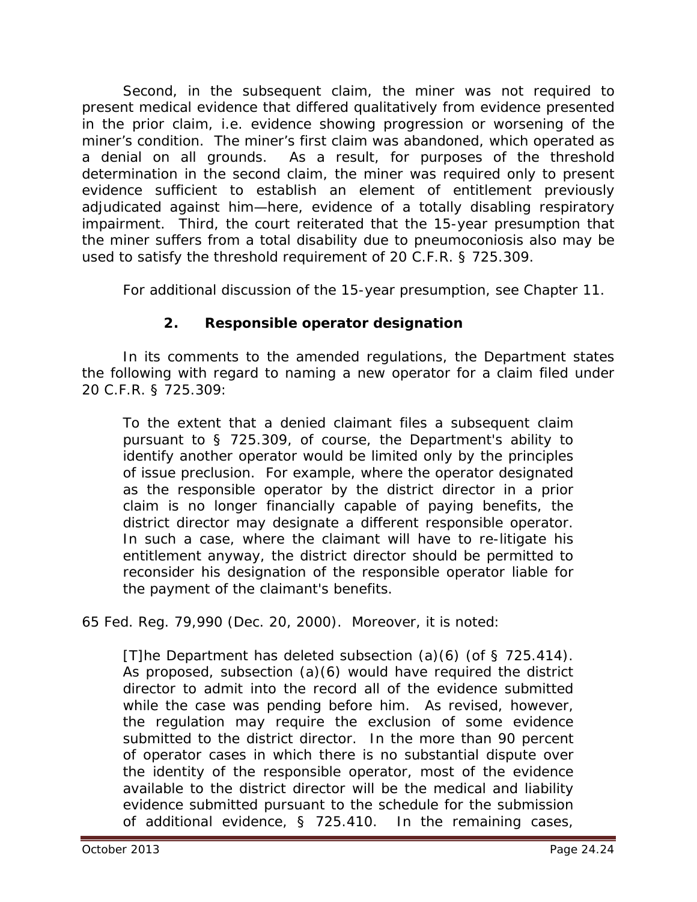Second, in the subsequent claim, the miner was not required to present medical evidence that differed qualitatively from evidence presented in the prior claim, i.e. evidence showing progression or worsening of the miner's condition. The miner's first claim was abandoned, which operated as a denial on all grounds. As a result, for purposes of the threshold determination in the second claim, the miner was required only to present evidence sufficient to establish an element of entitlement previously adjudicated against him—here, evidence of a totally disabling respiratory impairment. Third, the court reiterated that the 15-year presumption that the miner suffers from a total disability due to pneumoconiosis also may be used to satisfy the threshold requirement of 20 C.F.R. § 725.309.

For additional discussion of the 15-year presumption, see Chapter 11.

### 2. Responsible operator designation

In its comments to the amended regulations, the Department states the following with regard to naming a new operator for a claim filed under 20 C.F.R. § 725.309:

> To the extent that a denied claimant files a subsequent claim pursuant to § 725.309, of course, the Department's ability to identify another operator would be limited only by the principles of issue preclusion. For example, where the operator designated as the responsible operator by the district director in a prior claim is no longer financially capable of paying benefits, the district director may designate a different responsible operator. In such a case, where the claimant will have to re-litigate his entitlement anyway, the district director should be permitted to reconsider his designation of the responsible operator liable for the payment of the claimant's benefits.

65 Fed. Reg. 79,990 (Dec. 20, 2000). Moreover, it is noted:

> [T]he Department has deleted subsection (a)(6) (of § 725.414). As proposed, subsection (a)(6) would have required the district director to admit into the record all of the evidence submitted while the case was pending before him. As revised, however, the regulation may require the exclusion of some evidence submitted to the district director. In the more than 90 percent of operator cases in which there is no substantial dispute over the identity of the responsible operator, most of the evidence available to the district director will be the medical and liability evidence submitted pursuant to the schedule for the submission of additional evidence, § 725.410. In the remaining cases,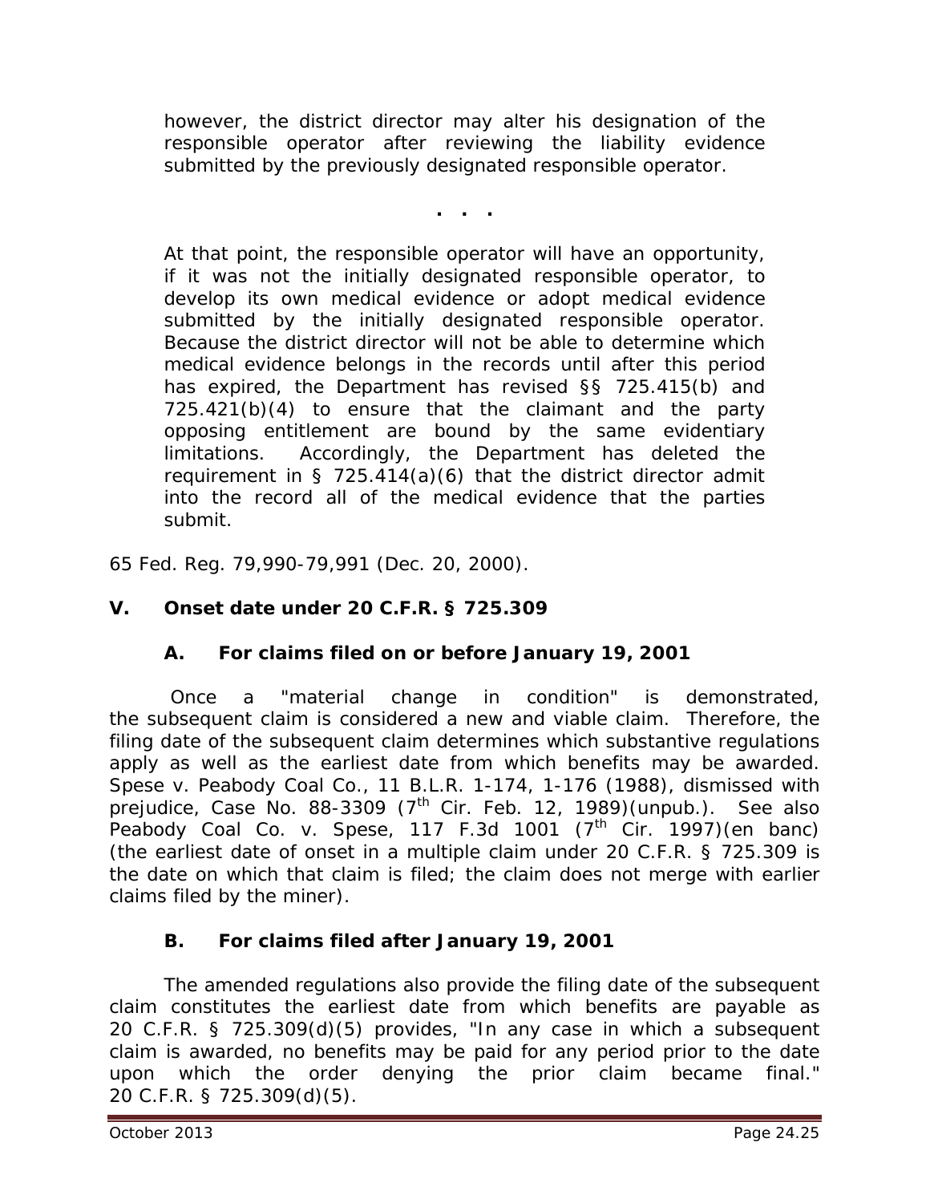> however, the district director may alter his designation of the responsible operator after reviewing the liability evidence submitted by the previously designated responsible operator.
>
> . . .
>
> At that point, the responsible operator will have an opportunity, if it was not the initially designated responsible operator, to develop its own medical evidence or adopt medical evidence submitted by the initially designated responsible operator. Because the district director will not be able to determine which medical evidence belongs in the records until after this period has expired, the Department has revised §§ 725.415(b) and 725.421(b)(4) to ensure that the claimant and the party opposing entitlement are bound by the same evidentiary limitations. Accordingly, the Department has deleted the requirement in § 725.414(a)(6) that the district director admit into the record all of the medical evidence that the parties submit.

65 Fed. Reg. 79,990-79,991 (Dec. 20, 2000).

## V. Onset date under 20 C.F.R. § 725.309

### A. For claims filed on or before January 19, 2001

Once a "material change in condition" is demonstrated, the subsequent claim is considered a new and viable claim. Therefore, the filing date of the subsequent claim determines which substantive regulations apply as well as the earliest date from which benefits may be awarded. *Spese v. Peabody Coal Co.*, 11 B.L.R. 1-174, 1-176 (1988), *dismissed with prejudice*, Case No. 88-3309 (7th Cir. Feb. 12, 1989)(unpub.). *See also Peabody Coal Co. v. Spese*, 117 F.3d 1001 (7th Cir. 1997)(en banc) (the earliest date of onset in a multiple claim under 20 C.F.R. § 725.309 is the date on which that claim is filed; the claim does not merge with earlier claims filed by the miner).

### B. For claims filed after January 19, 2001

The amended regulations also provide the filing date of the subsequent claim constitutes the earliest date from which benefits are payable as 20 C.F.R. § 725.309(d)(5) provides, "In any case in which a subsequent claim is awarded, no benefits may be paid for any period prior to the date upon which the order denying the prior claim became final." 20 C.F.R. § 725.309(d)(5).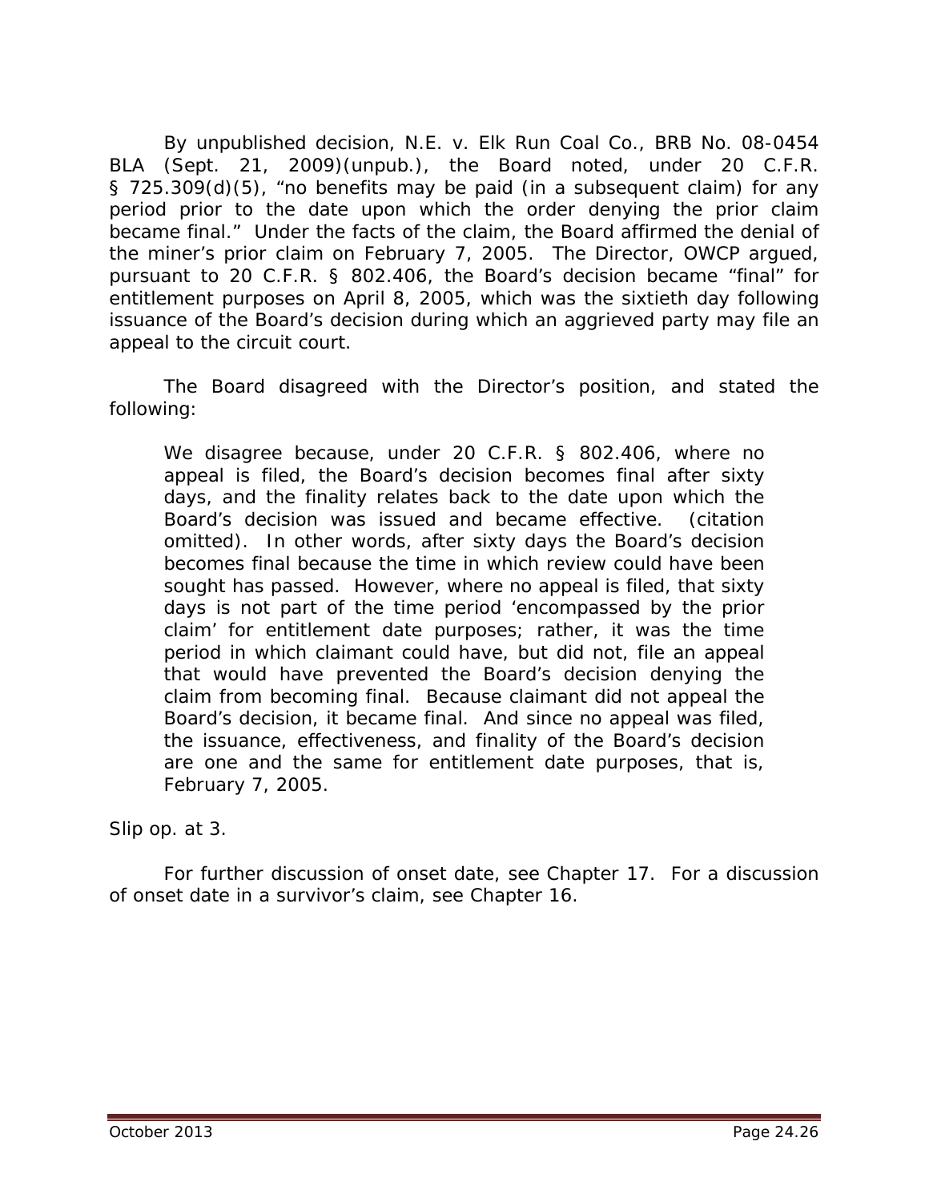By unpublished decision, *N.E. v. Elk Run Coal Co.*, BRB No. 08-0454 BLA (Sept. 21, 2009)(unpub.), the Board noted, under 20 C.F.R. § 725.309(d)(5), "no benefits may be paid (in a subsequent claim) for any period prior to the date upon which the order denying the prior claim became final." Under the facts of the claim, the Board affirmed the denial of the miner's prior claim on February 7, 2005. The Director, OWCP argued, pursuant to 20 C.F.R. § 802.406, the Board's decision became "final" for entitlement purposes on April 8, 2005, which was the sixtieth day following issuance of the Board's decision during which an aggrieved party may file an appeal to the circuit court.

The Board disagreed with the Director's position, and stated the following:

> We disagree because, under 20 C.F.R. § 802.406, where no appeal is filed, the Board's decision becomes final after sixty days, and the finality relates back to the date upon which the Board's decision was issued and became effective. (citation omitted). In other words, after sixty days the Board's decision becomes final because the time in which review could have been sought has passed. However, where no appeal is filed, that sixty days is not part of the time period 'encompassed by the prior claim' for entitlement date purposes; rather, it was the time period in which claimant could have, but did not, file an appeal that would have prevented the Board's decision denying the claim from becoming final. Because claimant did not appeal the Board's decision, it became final. And since no appeal was filed, the issuance, effectiveness, and finality of the Board's decision are one and the same for entitlement date purposes, that is, February 7, 2005.

*Slip op.* at 3.

For further discussion of onset date, see Chapter 17. For a discussion of onset date in a survivor's claim, see Chapter 16.